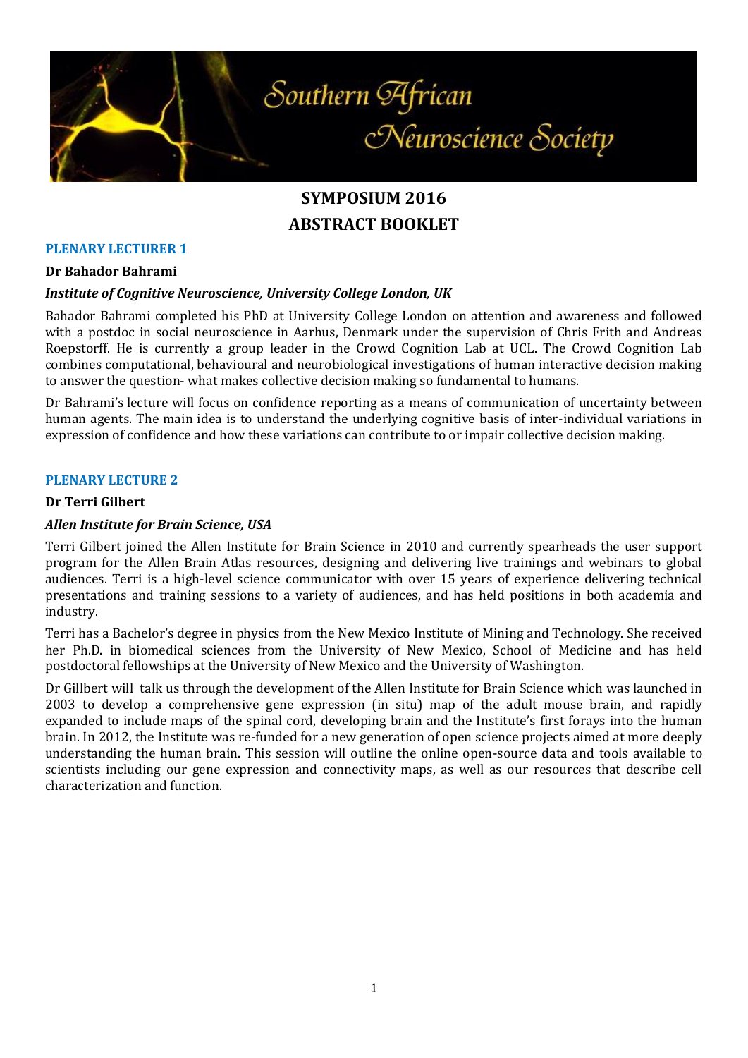# SYMPOSIUM 2016
# ABSTRACT BOOKLET

## PLENARY LECTURER 1

**Dr Bahador Bahrami**

***Institute of Cognitive Neuroscience, University College London, UK***

Bahador Bahrami completed his PhD at University College London on attention and awareness and followed with a postdoc in social neuroscience in Aarhus, Denmark under the supervision of Chris Frith and Andreas Roepstorff. He is currently a group leader in the Crowd Cognition Lab at UCL. The Crowd Cognition Lab combines computational, behavioural and neurobiological investigations of human interactive decision making to answer the question- what makes collective decision making so fundamental to humans.

Dr Bahrami's lecture will focus on confidence reporting as a means of communication of uncertainty between human agents. The main idea is to understand the underlying cognitive basis of inter-individual variations in expression of confidence and how these variations can contribute to or impair collective decision making.

## PLENARY LECTURE 2

**Dr Terri Gilbert**

***Allen Institute for Brain Science, USA***

Terri Gilbert joined the Allen Institute for Brain Science in 2010 and currently spearheads the user support program for the Allen Brain Atlas resources, designing and delivering live trainings and webinars to global audiences. Terri is a high-level science communicator with over 15 years of experience delivering technical presentations and training sessions to a variety of audiences, and has held positions in both academia and industry.

Terri has a Bachelor's degree in physics from the New Mexico Institute of Mining and Technology. She received her Ph.D. in biomedical sciences from the University of New Mexico, School of Medicine and has held postdoctoral fellowships at the University of New Mexico and the University of Washington.

Dr Gillbert will talk us through the development of the Allen Institute for Brain Science which was launched in 2003 to develop a comprehensive gene expression (in situ) map of the adult mouse brain, and rapidly expanded to include maps of the spinal cord, developing brain and the Institute's first forays into the human brain. In 2012, the Institute was re-funded for a new generation of open science projects aimed at more deeply understanding the human brain. This session will outline the online open-source data and tools available to scientists including our gene expression and connectivity maps, as well as our resources that describe cell characterization and function.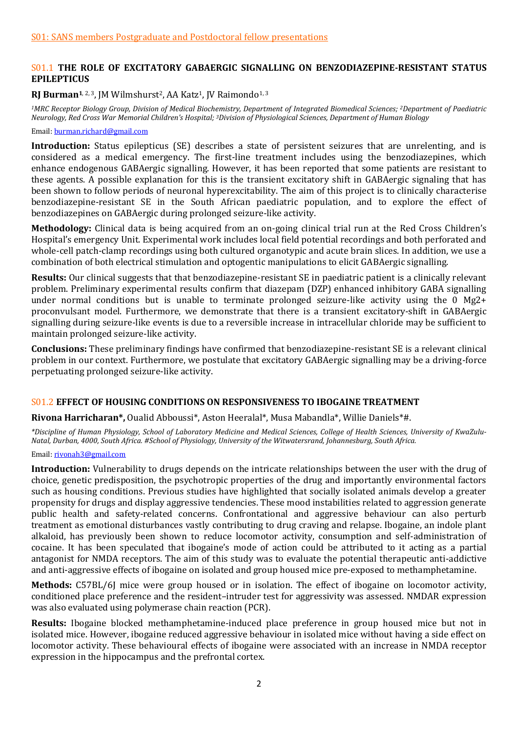S01: SANS members Postgraduate and Postdoctoral fellow presentations

### S01.1 THE ROLE OF EXCITATORY GABAERGIC SIGNALLING ON BENZODIAZEPINE-RESISTANT STATUS EPILEPTICUS

**RJ Burman**[1, 2, 3], JM Wilmshurst[2], AA Katz[1], JV Raimondo[1, 3]

*[1]MRC Receptor Biology Group, Division of Medical Biochemistry, Department of Integrated Biomedical Sciences; [2]Department of Paediatric Neurology, Red Cross War Memorial Children's Hospital; [3]Division of Physiological Sciences, Department of Human Biology*

Email: burman.richard@gmail.com

**Introduction:** Status epilepticus (SE) describes a state of persistent seizures that are unrelenting, and is considered as a medical emergency. The first-line treatment includes using the benzodiazepines, which enhance endogenous GABAergic signalling. However, it has been reported that some patients are resistant to these agents. A possible explanation for this is the transient excitatory shift in GABAergic signaling that has been shown to follow periods of neuronal hyperexcitability. The aim of this project is to clinically characterise benzodiazepine-resistant SE in the South African paediatric population, and to explore the effect of benzodiazepines on GABAergic during prolonged seizure-like activity.

**Methodology:** Clinical data is being acquired from an on-going clinical trial run at the Red Cross Children's Hospital's emergency Unit. Experimental work includes local field potential recordings and both perforated and whole-cell patch-clamp recordings using both cultured organotypic and acute brain slices. In addition, we use a combination of both electrical stimulation and optogentic manipulations to elicit GABAergic signalling.

**Results:** Our clinical suggests that that benzodiazepine-resistant SE in paediatric patient is a clinically relevant problem. Preliminary experimental results confirm that diazepam (DZP) enhanced inhibitory GABA signalling under normal conditions but is unable to terminate prolonged seizure-like activity using the 0 $Mg^{2+}$ proconvulsant model. Furthermore, we demonstrate that there is a transient excitatory-shift in GABAergic signalling during seizure-like events is due to a reversible increase in intracellular chloride may be sufficient to maintain prolonged seizure-like activity.

**Conclusions:** These preliminary findings have confirmed that benzodiazepine-resistant SE is a relevant clinical problem in our context. Furthermore, we postulate that excitatory GABAergic signalling may be a driving-force perpetuating prolonged seizure-like activity.

### S01.2 EFFECT OF HOUSING CONDITIONS ON RESPONSIVENESS TO IBOGAINE TREATMENT

**Rivona Harricharan*,** Oualid Abboussi*, Aston Heeralal*, Musa Mabandla*, Willie Daniels*#.

*\*Discipline of Human Physiology, School of Laboratory Medicine and Medical Sciences, College of Health Sciences, University of KwaZulu-Natal, Durban, 4000, South Africa. #School of Physiology, University of the Witwatersrand, Johannesburg, South Africa.*

Email: rivonah3@gmail.com

**Introduction:** Vulnerability to drugs depends on the intricate relationships between the user with the drug of choice, genetic predisposition, the psychotropic properties of the drug and importantly environmental factors such as housing conditions. Previous studies have highlighted that socially isolated animals develop a greater propensity for drugs and display aggressive tendencies. These mood instabilities related to aggression generate public health and safety-related concerns. Confrontational and aggressive behaviour can also perturb treatment as emotional disturbances vastly contributing to drug craving and relapse. Ibogaine, an indole plant alkaloid, has previously been shown to reduce locomotor activity, consumption and self-administration of cocaine. It has been speculated that ibogaine's mode of action could be attributed to it acting as a partial antagonist for NMDA receptors. The aim of this study was to evaluate the potential therapeutic anti-addictive and anti-aggressive effects of ibogaine on isolated and group housed mice pre-exposed to methamphetamine.

**Methods:** C57BL/6J mice were group housed or in isolation. The effect of ibogaine on locomotor activity, conditioned place preference and the resident–intruder test for aggressivity was assessed. NMDAR expression was also evaluated using polymerase chain reaction (PCR).

**Results:** Ibogaine blocked methamphetamine-induced place preference in group housed mice but not in isolated mice. However, ibogaine reduced aggressive behaviour in isolated mice without having a side effect on locomotor activity. These behavioural effects of ibogaine were associated with an increase in NMDA receptor expression in the hippocampus and the prefrontal cortex.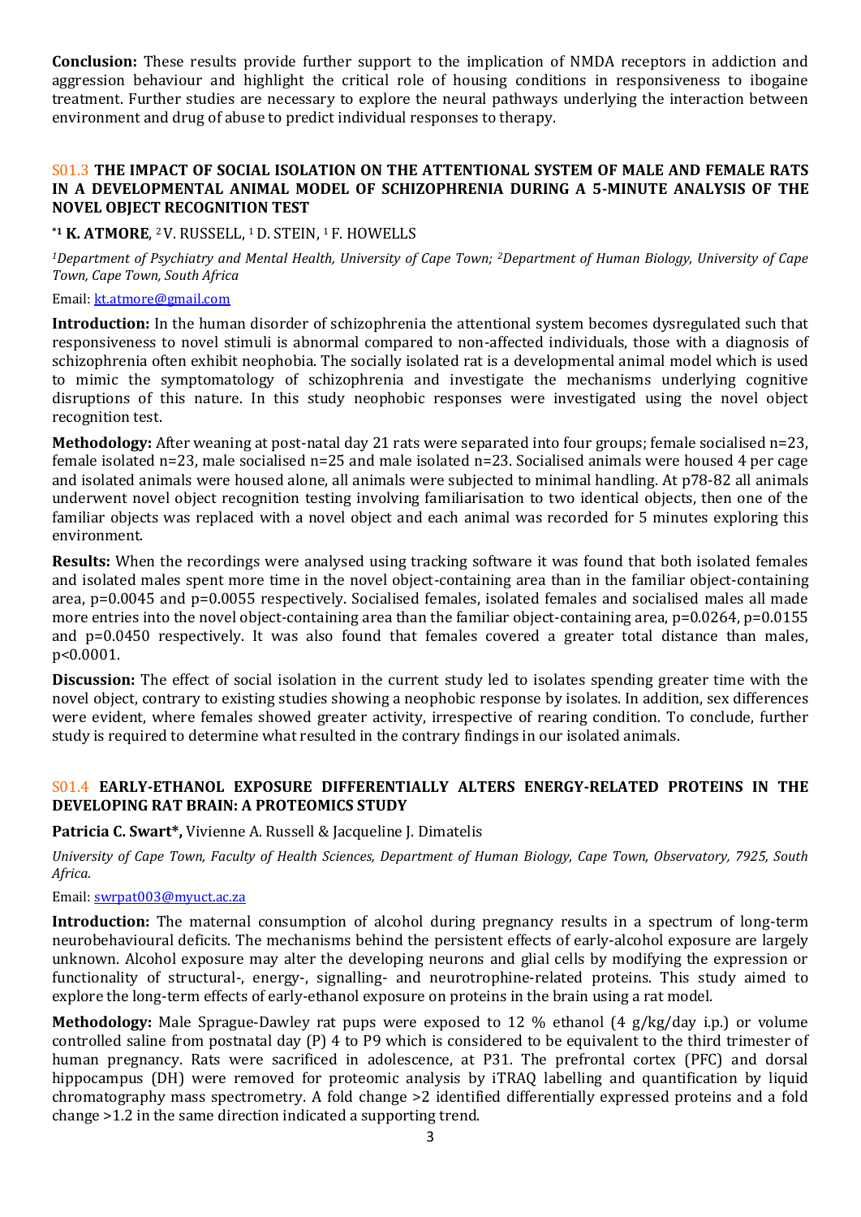**Conclusion:** These results provide further support to the implication of NMDA receptors in addiction and aggression behaviour and highlight the critical role of housing conditions in responsiveness to ibogaine treatment. Further studies are necessary to explore the neural pathways underlying the interaction between environment and drug of abuse to predict individual responses to therapy.

### S01.3 THE IMPACT OF SOCIAL ISOLATION ON THE ATTENTIONAL SYSTEM OF MALE AND FEMALE RATS IN A DEVELOPMENTAL ANIMAL MODEL OF SCHIZOPHRENIA DURING A 5-MINUTE ANALYSIS OF THE NOVEL OBJECT RECOGNITION TEST

**\*[1] K. ATMORE**, [2] V. RUSSELL, [1] D. STEIN, [1] F. HOWELLS

*[1]Department of Psychiatry and Mental Health, University of Cape Town; [2]Department of Human Biology, University of Cape Town, Cape Town, South Africa*

Email: kt.atmore@gmail.com

**Introduction:** In the human disorder of schizophrenia the attentional system becomes dysregulated such that responsiveness to novel stimuli is abnormal compared to non-affected individuals, those with a diagnosis of schizophrenia often exhibit neophobia. The socially isolated rat is a developmental animal model which is used to mimic the symptomatology of schizophrenia and investigate the mechanisms underlying cognitive disruptions of this nature. In this study neophobic responses were investigated using the novel object recognition test.

**Methodology:** After weaning at post-natal day 21 rats were separated into four groups; female socialised n=23, female isolated n=23, male socialised n=25 and male isolated n=23. Socialised animals were housed 4 per cage and isolated animals were housed alone, all animals were subjected to minimal handling. At p78-82 all animals underwent novel object recognition testing involving familiarisation to two identical objects, then one of the familiar objects was replaced with a novel object and each animal was recorded for 5 minutes exploring this environment.

**Results:** When the recordings were analysed using tracking software it was found that both isolated females and isolated males spent more time in the novel object-containing area than in the familiar object-containing area, p=0.0045 and p=0.0055 respectively. Socialised females, isolated females and socialised males all made more entries into the novel object-containing area than the familiar object-containing area, p=0.0264, p=0.0155 and p=0.0450 respectively. It was also found that females covered a greater total distance than males, p<0.0001.

**Discussion:** The effect of social isolation in the current study led to isolates spending greater time with the novel object, contrary to existing studies showing a neophobic response by isolates. In addition, sex differences were evident, where females showed greater activity, irrespective of rearing condition. To conclude, further study is required to determine what resulted in the contrary findings in our isolated animals.

### S01.4 EARLY-ETHANOL EXPOSURE DIFFERENTIALLY ALTERS ENERGY-RELATED PROTEINS IN THE DEVELOPING RAT BRAIN: A PROTEOMICS STUDY

**Patricia C. Swart\*,** Vivienne A. Russell & Jacqueline J. Dimatelis

*University of Cape Town, Faculty of Health Sciences, Department of Human Biology, Cape Town, Observatory, 7925, South Africa.*

Email: swrpat003@myuct.ac.za

**Introduction:** The maternal consumption of alcohol during pregnancy results in a spectrum of long-term neurobehavioural deficits. The mechanisms behind the persistent effects of early-alcohol exposure are largely unknown. Alcohol exposure may alter the developing neurons and glial cells by modifying the expression or functionality of structural-, energy-, signalling- and neurotrophine-related proteins. This study aimed to explore the long-term effects of early-ethanol exposure on proteins in the brain using a rat model.

**Methodology:** Male Sprague-Dawley rat pups were exposed to 12 % ethanol (4 g/kg/day i.p.) or volume controlled saline from postnatal day (P) 4 to P9 which is considered to be equivalent to the third trimester of human pregnancy. Rats were sacrificed in adolescence, at P31. The prefrontal cortex (PFC) and dorsal hippocampus (DH) were removed for proteomic analysis by iTRAQ labelling and quantification by liquid chromatography mass spectrometry. A fold change >2 identified differentially expressed proteins and a fold change >1.2 in the same direction indicated a supporting trend.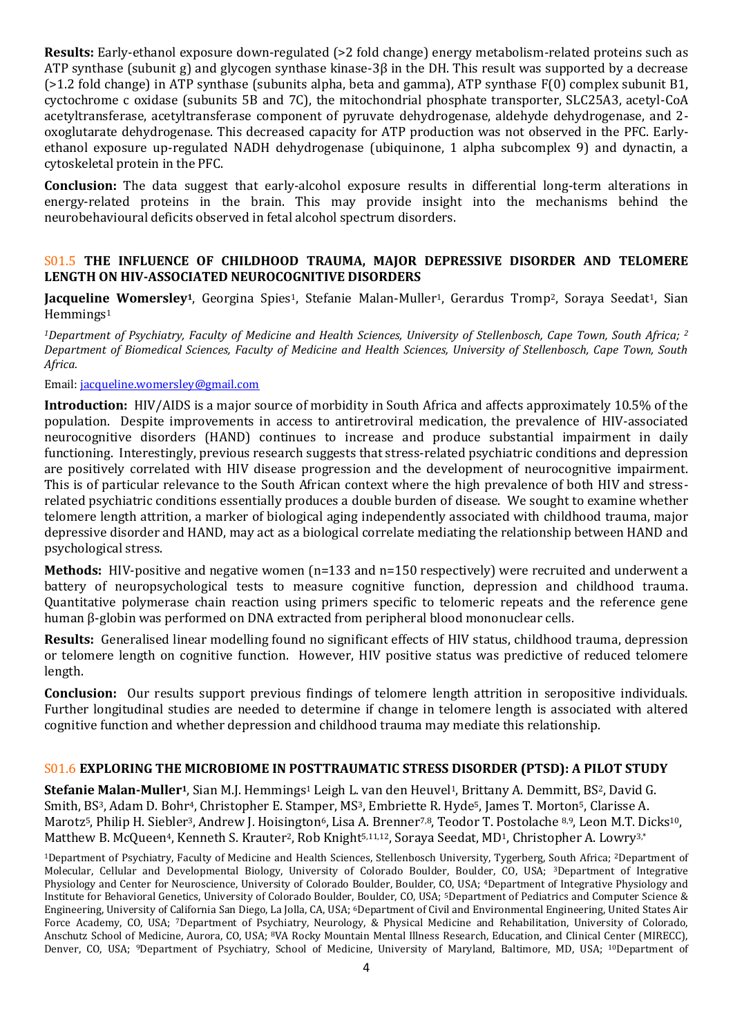**Results:** Early-ethanol exposure down-regulated (>2 fold change) energy metabolism-related proteins such as ATP synthase (subunit g) and glycogen synthase kinase-3β in the DH. This result was supported by a decrease (>1.2 fold change) in ATP synthase (subunits alpha, beta and gamma), ATP synthase F(0) complex subunit B1, cyctochrome c oxidase (subunits 5B and 7C), the mitochondrial phosphate transporter, SLC25A3, acetyl-CoA acetyltransferase, acetyltransferase component of pyruvate dehydrogenase, aldehyde dehydrogenase, and 2-oxoglutarate dehydrogenase. This decreased capacity for ATP production was not observed in the PFC. Early-ethanol exposure up-regulated NADH dehydrogenase (ubiquinone, 1 alpha subcomplex 9) and dynactin, a cytoskeletal protein in the PFC.

**Conclusion:** The data suggest that early-alcohol exposure results in differential long-term alterations in energy-related proteins in the brain. This may provide insight into the mechanisms behind the neurobehavioural deficits observed in fetal alcohol spectrum disorders.

### S01.5 THE INFLUENCE OF CHILDHOOD TRAUMA, MAJOR DEPRESSIVE DISORDER AND TELOMERE LENGTH ON HIV-ASSOCIATED NEUROCOGNITIVE DISORDERS

**Jacqueline Womersley**[1], Georgina Spies[1], Stefanie Malan-Muller[1], Gerardus Tromp[2], Soraya Seedat[1], Sian Hemmings[1]

*[1]Department of Psychiatry, Faculty of Medicine and Health Sciences, University of Stellenbosch, Cape Town, South Africa; [2] Department of Biomedical Sciences, Faculty of Medicine and Health Sciences, University of Stellenbosch, Cape Town, South Africa.*

Email: jacqueline.womersley@gmail.com

**Introduction:** HIV/AIDS is a major source of morbidity in South Africa and affects approximately 10.5% of the population. Despite improvements in access to antiretroviral medication, the prevalence of HIV-associated neurocognitive disorders (HAND) continues to increase and produce substantial impairment in daily functioning. Interestingly, previous research suggests that stress-related psychiatric conditions and depression are positively correlated with HIV disease progression and the development of neurocognitive impairment. This is of particular relevance to the South African context where the high prevalence of both HIV and stress-related psychiatric conditions essentially produces a double burden of disease. We sought to examine whether telomere length attrition, a marker of biological aging independently associated with childhood trauma, major depressive disorder and HAND, may act as a biological correlate mediating the relationship between HAND and psychological stress.

**Methods:** HIV-positive and negative women (n=133 and n=150 respectively) were recruited and underwent a battery of neuropsychological tests to measure cognitive function, depression and childhood trauma. Quantitative polymerase chain reaction using primers specific to telomeric repeats and the reference gene human β-globin was performed on DNA extracted from peripheral blood mononuclear cells.

**Results:** Generalised linear modelling found no significant effects of HIV status, childhood trauma, depression or telomere length on cognitive function. However, HIV positive status was predictive of reduced telomere length.

**Conclusion:** Our results support previous findings of telomere length attrition in seropositive individuals. Further longitudinal studies are needed to determine if change in telomere length is associated with altered cognitive function and whether depression and childhood trauma may mediate this relationship.

### S01.6 EXPLORING THE MICROBIOME IN POSTTRAUMATIC STRESS DISORDER (PTSD): A PILOT STUDY

**Stefanie Malan-Muller**[1], Sian M.J. Hemmings[1] Leigh L. van den Heuvel[1], Brittany A. Demmitt, BS[2], David G. Smith, BS[3], Adam D. Bohr[4], Christopher E. Stamper, MS[3], Embriette R. Hyde[5], James T. Morton[5], Clarisse A. Marotz[5], Philip H. Siebler[3], Andrew J. Hoisington[6], Lisa A. Brenner[7,8], Teodor T. Postolache [8,9], Leon M.T. Dicks[10], Matthew B. McQueen[4], Kenneth S. Krauter[2], Rob Knight[5,11,12], Soraya Seedat, MD[1], Christopher A. Lowry[3,*]

[1]Department of Psychiatry, Faculty of Medicine and Health Sciences, Stellenbosch University, Tygerberg, South Africa; [2]Department of Molecular, Cellular and Developmental Biology, University of Colorado Boulder, Boulder, CO, USA; [3]Department of Integrative Physiology and Center for Neuroscience, University of Colorado Boulder, Boulder, CO, USA; [4]Department of Integrative Physiology and Institute for Behavioral Genetics, University of Colorado Boulder, Boulder, CO, USA; [5]Department of Pediatrics and Computer Science & Engineering, University of California San Diego, La Jolla, CA, USA; [6]Department of Civil and Environmental Engineering, United States Air Force Academy, CO, USA; [7]Department of Psychiatry, Neurology, & Physical Medicine and Rehabilitation, University of Colorado, Anschutz School of Medicine, Aurora, CO, USA; [8]VA Rocky Mountain Mental Illness Research, Education, and Clinical Center (MIRECC), Denver, CO, USA; [9]Department of Psychiatry, School of Medicine, University of Maryland, Baltimore, MD, USA; [10]Department of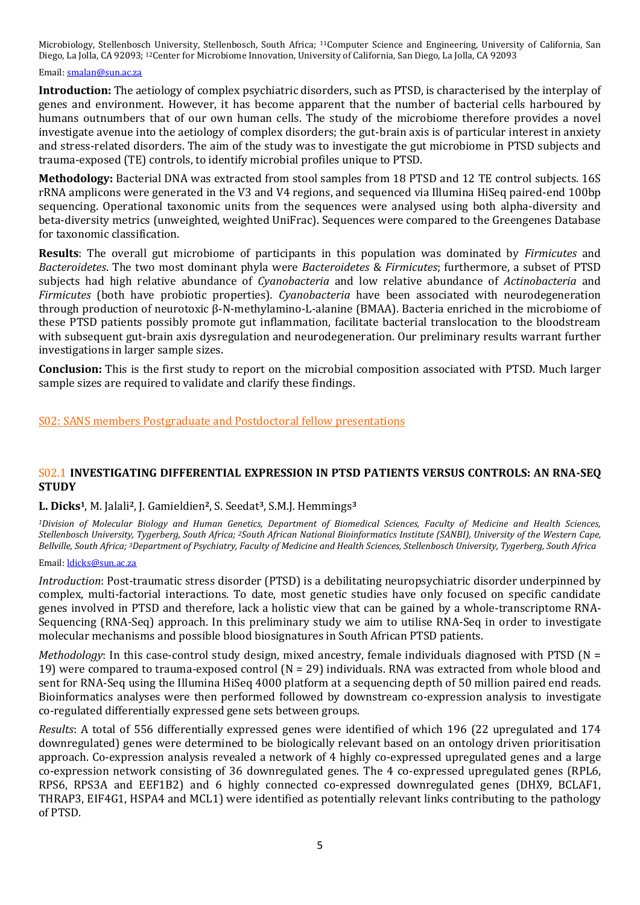Microbiology, Stellenbosch University, Stellenbosch, South Africa; [11]Computer Science and Engineering, University of California, San Diego, La Jolla, CA 92093; [12]Center for Microbiome Innovation, University of California, San Diego, La Jolla, CA 92093

Email: smalan@sun.ac.za

**Introduction:** The aetiology of complex psychiatric disorders, such as PTSD, is characterised by the interplay of genes and environment. However, it has become apparent that the number of bacterial cells harboured by humans outnumbers that of our own human cells. The study of the microbiome therefore provides a novel investigate avenue into the aetiology of complex disorders; the gut-brain axis is of particular interest in anxiety and stress-related disorders. The aim of the study was to investigate the gut microbiome in PTSD subjects and trauma-exposed (TE) controls, to identify microbial profiles unique to PTSD.

**Methodology:** Bacterial DNA was extracted from stool samples from 18 PTSD and 12 TE control subjects. 16S rRNA amplicons were generated in the V3 and V4 regions, and sequenced via Illumina HiSeq paired-end 100bp sequencing. Operational taxonomic units from the sequences were analysed using both alpha-diversity and beta-diversity metrics (unweighted, weighted UniFrac). Sequences were compared to the Greengenes Database for taxonomic classification.

**Results**: The overall gut microbiome of participants in this population was dominated by *Firmicutes* and *Bacteroidetes*. The two most dominant phyla were *Bacteroidetes* & *Firmicutes*; furthermore, a subset of PTSD subjects had high relative abundance of *Cyanobacteria* and low relative abundance of *Actinobacteria* and *Firmicutes* (both have probiotic properties). *Cyanobacteria* have been associated with neurodegeneration through production of neurotoxic β-N-methylamino-L-alanine (BMAA). Bacteria enriched in the microbiome of these PTSD patients possibly promote gut inflammation, facilitate bacterial translocation to the bloodstream with subsequent gut-brain axis dysregulation and neurodegeneration. Our preliminary results warrant further investigations in larger sample sizes.

**Conclusion:** This is the first study to report on the microbial composition associated with PTSD. Much larger sample sizes are required to validate and clarify these findings.

## S02: SANS members Postgraduate and Postdoctoral fellow presentations

### S02.1 INVESTIGATING DIFFERENTIAL EXPRESSION IN PTSD PATIENTS VERSUS CONTROLS: AN RNA-SEQ STUDY

**L. Dicks**[1], M. Jalali[2], J. Gamieldien[2], S. Seedat[3], S.M.J. Hemmings[3]

*[1]Division of Molecular Biology and Human Genetics, Department of Biomedical Sciences, Faculty of Medicine and Health Sciences, Stellenbosch University, Tygerberg, South Africa; [2]South African National Bioinformatics Institute (SANBI), University of the Western Cape, Bellville, South Africa; [3]Department of Psychiatry, Faculty of Medicine and Health Sciences, Stellenbosch University, Tygerberg, South Africa*

Email: ldicks@sun.ac.za

*Introduction*: Post-traumatic stress disorder (PTSD) is a debilitating neuropsychiatric disorder underpinned by complex, multi-factorial interactions. To date, most genetic studies have only focused on specific candidate genes involved in PTSD and therefore, lack a holistic view that can be gained by a whole-transcriptome RNA-Sequencing (RNA-Seq) approach. In this preliminary study we aim to utilise RNA-Seq in order to investigate molecular mechanisms and possible blood biosignatures in South African PTSD patients.

*Methodology*: In this case-control study design, mixed ancestry, female individuals diagnosed with PTSD (N = 19) were compared to trauma-exposed control (N = 29) individuals. RNA was extracted from whole blood and sent for RNA-Seq using the Illumina HiSeq 4000 platform at a sequencing depth of 50 million paired end reads. Bioinformatics analyses were then performed followed by downstream co-expression analysis to investigate co-regulated differentially expressed gene sets between groups.

*Results*: A total of 556 differentially expressed genes were identified of which 196 (22 upregulated and 174 downregulated) genes were determined to be biologically relevant based on an ontology driven prioritisation approach. Co-expression analysis revealed a network of 4 highly co-expressed upregulated genes and a large co-expression network consisting of 36 downregulated genes. The 4 co-expressed upregulated genes (RPL6, RPS6, RPS3A and EEF1B2) and 6 highly connected co-expressed downregulated genes (DHX9, BCLAF1, THRAP3, EIF4G1, HSPA4 and MCL1) were identified as potentially relevant links contributing to the pathology of PTSD.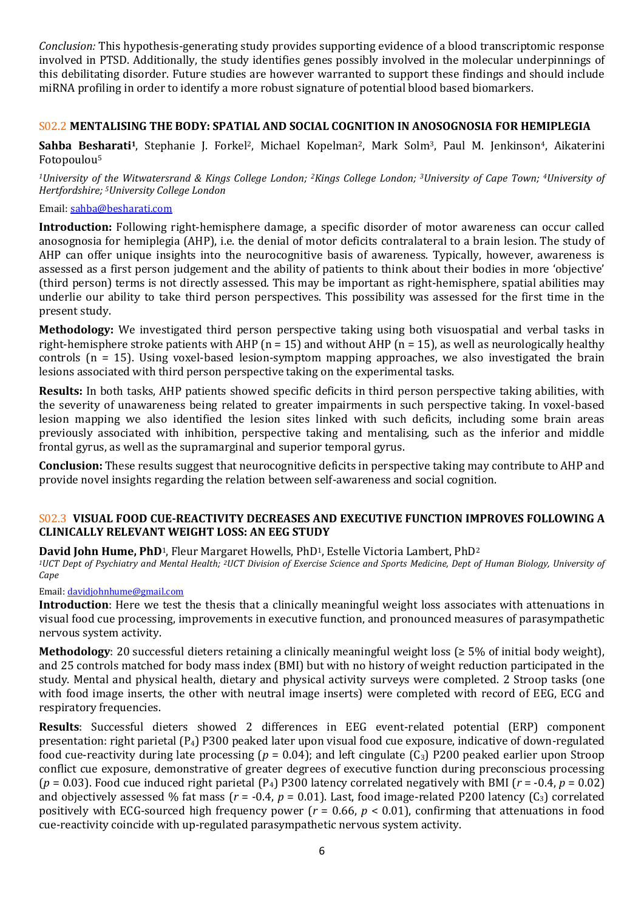*Conclusion:* This hypothesis-generating study provides supporting evidence of a blood transcriptomic response involved in PTSD. Additionally, the study identifies genes possibly involved in the molecular underpinnings of this debilitating disorder. Future studies are however warranted to support these findings and should include miRNA profiling in order to identify a more robust signature of potential blood based biomarkers.

### S02.2 MENTALISING THE BODY: SPATIAL AND SOCIAL COGNITION IN ANOSOGNOSIA FOR HEMIPLEGIA

**Sahba Besharati**[1], Stephanie J. Forkel[2], Michael Kopelman[2], Mark Solm[3], Paul M. Jenkinson[4], Aikaterini Fotopoulou[5]

*[1]University of the Witwatersrand & Kings College London; [2]Kings College London; [3]University of Cape Town; [4]University of Hertfordshire; [5]University College London*

Email: sahba@besharati.com

**Introduction:** Following right-hemisphere damage, a specific disorder of motor awareness can occur called anosognosia for hemiplegia (AHP), i.e. the denial of motor deficits contralateral to a brain lesion. The study of AHP can offer unique insights into the neurocognitive basis of awareness. Typically, however, awareness is assessed as a first person judgement and the ability of patients to think about their bodies in more 'objective' (third person) terms is not directly assessed. This may be important as right-hemisphere, spatial abilities may underlie our ability to take third person perspectives. This possibility was assessed for the first time in the present study.

**Methodology:** We investigated third person perspective taking using both visuospatial and verbal tasks in right-hemisphere stroke patients with AHP (n = 15) and without AHP (n = 15), as well as neurologically healthy controls (n = 15). Using voxel-based lesion-symptom mapping approaches, we also investigated the brain lesions associated with third person perspective taking on the experimental tasks.

**Results:** In both tasks, AHP patients showed specific deficits in third person perspective taking abilities, with the severity of unawareness being related to greater impairments in such perspective taking. In voxel-based lesion mapping we also identified the lesion sites linked with such deficits, including some brain areas previously associated with inhibition, perspective taking and mentalising, such as the inferior and middle frontal gyrus, as well as the supramarginal and superior temporal gyrus.

**Conclusion:** These results suggest that neurocognitive deficits in perspective taking may contribute to AHP and provide novel insights regarding the relation between self-awareness and social cognition.

### S02.3 VISUAL FOOD CUE-REACTIVITY DECREASES AND EXECUTIVE FUNCTION IMPROVES FOLLOWING A CLINICALLY RELEVANT WEIGHT LOSS: AN EEG STUDY

**David John Hume, PhD**[1], Fleur Margaret Howells, PhD[1], Estelle Victoria Lambert, PhD[2]

*[1]UCT Dept of Psychiatry and Mental Health; [2]UCT Division of Exercise Science and Sports Medicine, Dept of Human Biology, University of Cape*

Email: davidjohnhume@gmail.com

**Introduction**: Here we test the thesis that a clinically meaningful weight loss associates with attenuations in visual food cue processing, improvements in executive function, and pronounced measures of parasympathetic nervous system activity.

**Methodology**: 20 successful dieters retaining a clinically meaningful weight loss (≥ 5% of initial body weight), and 25 controls matched for body mass index (BMI) but with no history of weight reduction participated in the study. Mental and physical health, dietary and physical activity surveys were completed. 2 Stroop tasks (one with food image inserts, the other with neutral image inserts) were completed with record of EEG, ECG and respiratory frequencies.

**Results**: Successful dieters showed 2 differences in EEG event-related potential (ERP) component presentation: right parietal ($P_4$) P300 peaked later upon visual food cue exposure, indicative of down-regulated food cue-reactivity during late processing ($p = 0.04$); and left cingulate ($C_3$) P200 peaked earlier upon Stroop conflict cue exposure, demonstrative of greater degrees of executive function during preconscious processing ($p = 0.03$). Food cue induced right parietal ($P_4$) P300 latency correlated negatively with BMI ($r = -0.4$, $p = 0.02$) and objectively assessed % fat mass ($r = -0.4$, $p = 0.01$). Last, food image-related P200 latency ($C_3$) correlated positively with ECG-sourced high frequency power ($r = 0.66$, $p < 0.01$), confirming that attenuations in food cue-reactivity coincide with up-regulated parasympathetic nervous system activity.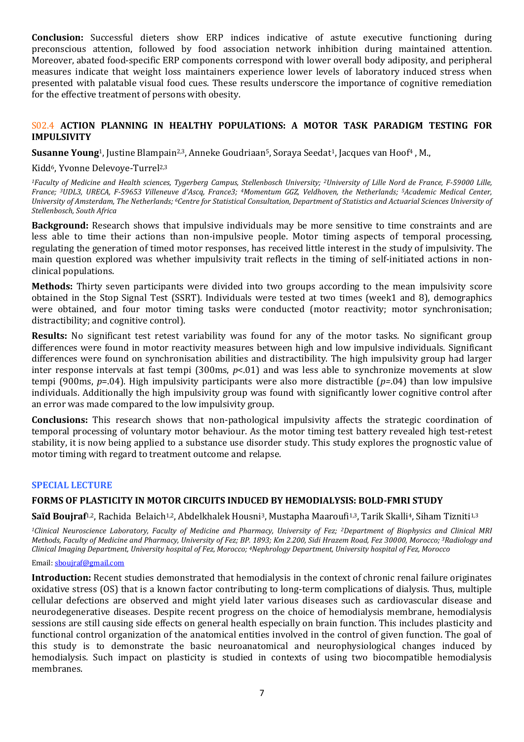**Conclusion:** Successful dieters show ERP indices indicative of astute executive functioning during preconscious attention, followed by food association network inhibition during maintained attention. Moreover, abated food-specific ERP components correspond with lower overall body adiposity, and peripheral measures indicate that weight loss maintainers experience lower levels of laboratory induced stress when presented with palatable visual food cues. These results underscore the importance of cognitive remediation for the effective treatment of persons with obesity.

## S02.4 ACTION PLANNING IN HEALTHY POPULATIONS: A MOTOR TASK PARADIGM TESTING FOR IMPULSIVITY

**Susanne Young**[1], Justine Blampain[2,3], Anneke Goudriaan[5], Soraya Seedat[1], Jacques van Hoof[4] , M., Kidd[6], Yvonne Delevoye-Turrel[2,3]

*[1]Faculty of Medicine and Health sciences, Tygerberg Campus, Stellenbosch University; [2]University of Lille Nord de France, F-59000 Lille, France; [3]UDL3, URECA, F-59653 Villeneuve d'Ascq, France3; [4]Momentum GGZ, Veldhoven, the Netherlands; [5]Academic Medical Center, University of Amsterdam, The Netherlands; [6]Centre for Statistical Consultation, Department of Statistics and Actuarial Sciences University of Stellenbosch, South Africa*

**Background:** Research shows that impulsive individuals may be more sensitive to time constraints and are less able to time their actions than non-impulsive people. Motor timing aspects of temporal processing, regulating the generation of timed motor responses, has received little interest in the study of impulsivity. The main question explored was whether impulsivity trait reflects in the timing of self-initiated actions in non-clinical populations.

**Methods:** Thirty seven participants were divided into two groups according to the mean impulsivity score obtained in the Stop Signal Test (SSRT). Individuals were tested at two times (week1 and 8), demographics were obtained, and four motor timing tasks were conducted (motor reactivity; motor synchronisation; distractibility; and cognitive control).

**Results:** No significant test retest variability was found for any of the motor tasks. No significant group differences were found in motor reactivity measures between high and low impulsive individuals. Significant differences were found on synchronisation abilities and distractibility. The high impulsivity group had larger inter response intervals at fast tempi (300ms, $p<.01$) and was less able to synchronize movements at slow tempi (900ms, $p=.04$). High impulsivity participants were also more distractible ($p=.04$) than low impulsive individuals. Additionally the high impulsivity group was found with significantly lower cognitive control after an error was made compared to the low impulsivity group.

**Conclusions:** This research shows that non-pathological impulsivity affects the strategic coordination of temporal processing of voluntary motor behaviour. As the motor timing test battery revealed high test-retest stability, it is now being applied to a substance use disorder study. This study explores the prognostic value of motor timing with regard to treatment outcome and relapse.

## SPECIAL LECTURE

### FORMS OF PLASTICITY IN MOTOR CIRCUITS INDUCED BY HEMODIALYSIS: BOLD-FMRI STUDY

**Saïd Boujraf**[1,2], Rachida Belaich[1,2], Abdelkhalek Housni[3], Mustapha Maaroufi[1,3], Tarik Skalli[4], Siham Tizniti[1,3]

*[1]Clinical Neuroscience Laboratory, Faculty of Medicine and Pharmacy, University of Fez; [2]Department of Biophysics and Clinical MRI Methods, Faculty of Medicine and Pharmacy, University of Fez; BP. 1893; Km 2.200, Sidi Hrazem Road, Fez 30000, Morocco; [3]Radiology and Clinical Imaging Department, University hospital of Fez, Morocco; [4]Nephrology Department, University hospital of Fez, Morocco*

Email: sboujraf@gmail.com

**Introduction:** Recent studies demonstrated that hemodialysis in the context of chronic renal failure originates oxidative stress (OS) that is a known factor contributing to long-term complications of dialysis. Thus, multiple cellular defections are observed and might yield later various diseases such as cardiovascular disease and neurodegenerative diseases. Despite recent progress on the choice of hemodialysis membrane, hemodialysis sessions are still causing side effects on general health especially on brain function. This includes plasticity and functional control organization of the anatomical entities involved in the control of given function. The goal of this study is to demonstrate the basic neuroanatomical and neurophysiological changes induced by hemodialysis. Such impact on plasticity is studied in contexts of using two biocompatible hemodialysis membranes.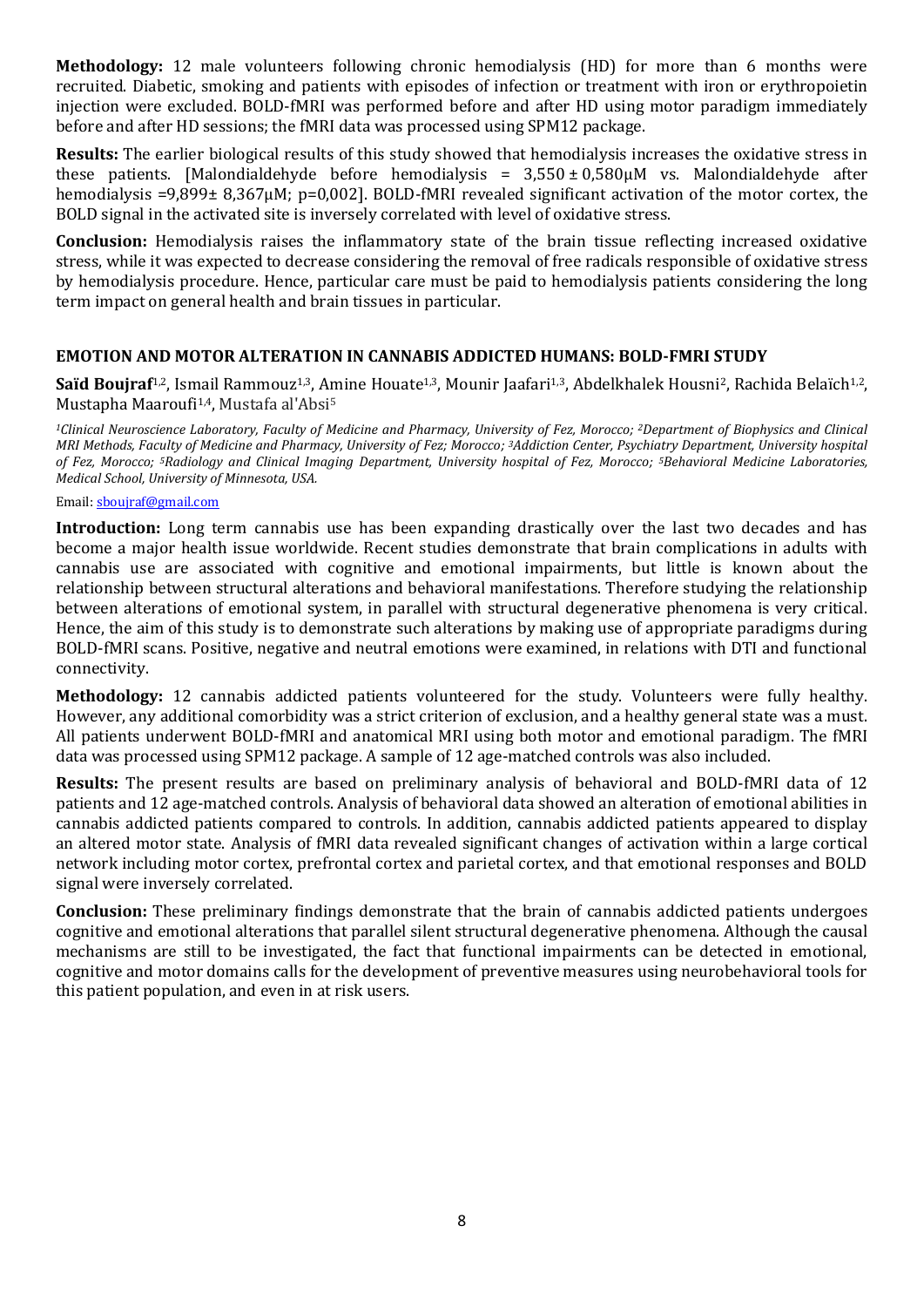**Methodology:** 12 male volunteers following chronic hemodialysis (HD) for more than 6 months were recruited. Diabetic, smoking and patients with episodes of infection or treatment with iron or erythropoietin injection were excluded. BOLD-fMRI was performed before and after HD using motor paradigm immediately before and after HD sessions; the fMRI data was processed using SPM12 package.

**Results:** The earlier biological results of this study showed that hemodialysis increases the oxidative stress in these patients. [Malondialdehyde before hemodialysis = 3,550 ± 0,580µM vs. Malondialdehyde after hemodialysis =9,899± 8,367µM; p=0,002]. BOLD-fMRI revealed significant activation of the motor cortex, the BOLD signal in the activated site is inversely correlated with level of oxidative stress.

**Conclusion:** Hemodialysis raises the inflammatory state of the brain tissue reflecting increased oxidative stress, while it was expected to decrease considering the removal of free radicals responsible of oxidative stress by hemodialysis procedure. Hence, particular care must be paid to hemodialysis patients considering the long term impact on general health and brain tissues in particular.

### EMOTION AND MOTOR ALTERATION IN CANNABIS ADDICTED HUMANS: BOLD-FMRI STUDY

**Saïd Boujraf**[1,2], Ismail Rammouz[1,3], Amine Houate[1,3], Mounir Jaafari[1,3], Abdelkhalek Housni[2], Rachida Belaïch[1,2], Mustapha Maaroufi[1,4], Mustafa al'Absi[5]

*[1]Clinical Neuroscience Laboratory, Faculty of Medicine and Pharmacy, University of Fez, Morocco; [2]Department of Biophysics and Clinical MRI Methods, Faculty of Medicine and Pharmacy, University of Fez; Morocco; [3]Addiction Center, Psychiatry Department, University hospital of Fez, Morocco; [5]Radiology and Clinical Imaging Department, University hospital of Fez, Morocco; [5]Behavioral Medicine Laboratories, Medical School, University of Minnesota, USA.*

Email: sboujraf@gmail.com

**Introduction:** Long term cannabis use has been expanding drastically over the last two decades and has become a major health issue worldwide. Recent studies demonstrate that brain complications in adults with cannabis use are associated with cognitive and emotional impairments, but little is known about the relationship between structural alterations and behavioral manifestations. Therefore studying the relationship between alterations of emotional system, in parallel with structural degenerative phenomena is very critical. Hence, the aim of this study is to demonstrate such alterations by making use of appropriate paradigms during BOLD-fMRI scans. Positive, negative and neutral emotions were examined, in relations with DTI and functional connectivity.

**Methodology:** 12 cannabis addicted patients volunteered for the study. Volunteers were fully healthy. However, any additional comorbidity was a strict criterion of exclusion, and a healthy general state was a must. All patients underwent BOLD-fMRI and anatomical MRI using both motor and emotional paradigm. The fMRI data was processed using SPM12 package. A sample of 12 age-matched controls was also included.

**Results:** The present results are based on preliminary analysis of behavioral and BOLD-fMRI data of 12 patients and 12 age-matched controls. Analysis of behavioral data showed an alteration of emotional abilities in cannabis addicted patients compared to controls. In addition, cannabis addicted patients appeared to display an altered motor state. Analysis of fMRI data revealed significant changes of activation within a large cortical network including motor cortex, prefrontal cortex and parietal cortex, and that emotional responses and BOLD signal were inversely correlated.

**Conclusion:** These preliminary findings demonstrate that the brain of cannabis addicted patients undergoes cognitive and emotional alterations that parallel silent structural degenerative phenomena. Although the causal mechanisms are still to be investigated, the fact that functional impairments can be detected in emotional, cognitive and motor domains calls for the development of preventive measures using neurobehavioral tools for this patient population, and even in at risk users.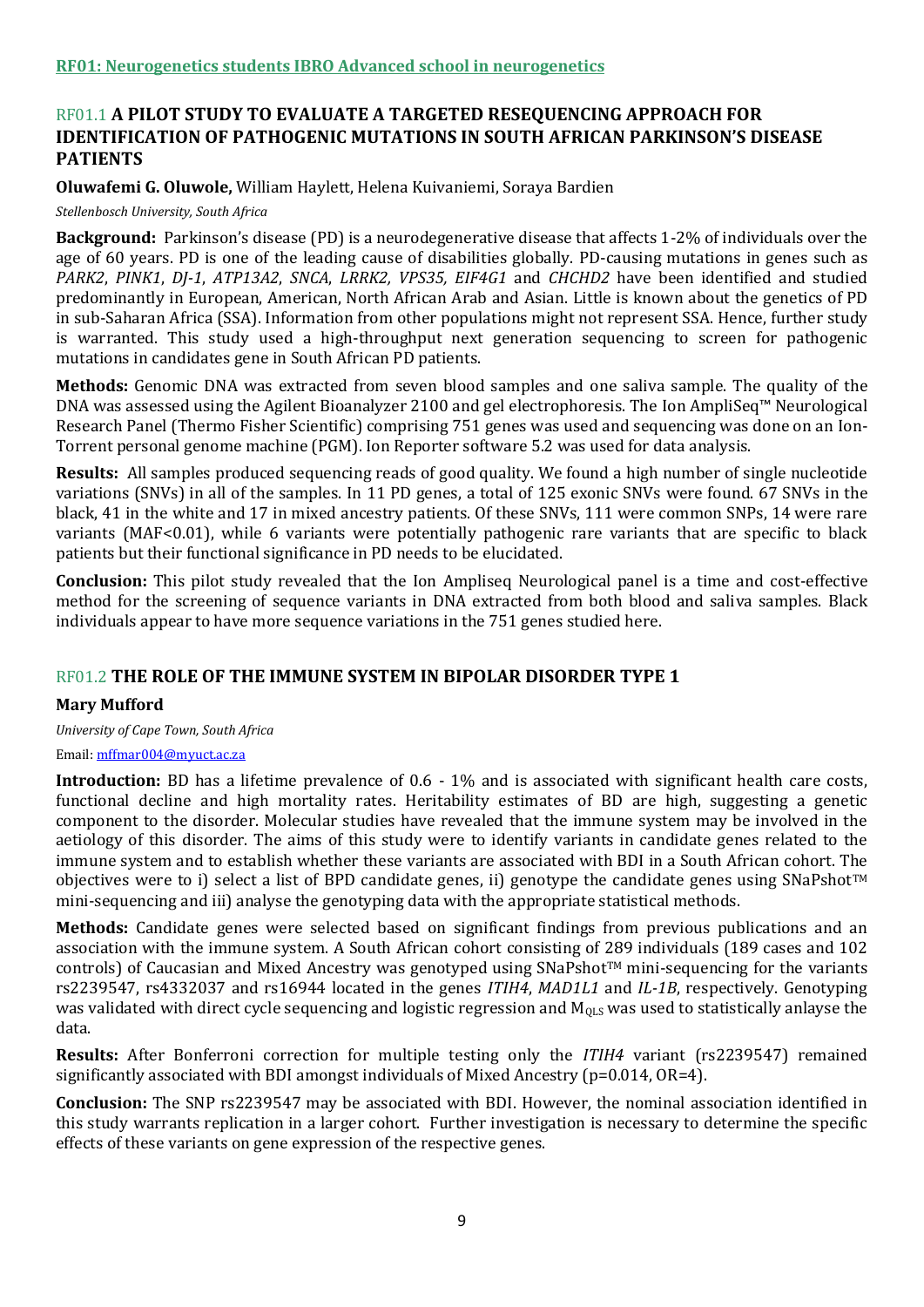## RF01: Neurogenetics students IBRO Advanced school in neurogenetics

### RF01.1 A PILOT STUDY TO EVALUATE A TARGETED RESEQUENCING APPROACH FOR IDENTIFICATION OF PATHOGENIC MUTATIONS IN SOUTH AFRICAN PARKINSON'S DISEASE PATIENTS

**Oluwafemi G. Oluwole,** William Haylett, Helena Kuivaniemi, Soraya Bardien

*Stellenbosch University, South Africa*

**Background:** Parkinson's disease (PD) is a neurodegenerative disease that affects 1-2% of individuals over the age of 60 years. PD is one of the leading cause of disabilities globally. PD-causing mutations in genes such as *PARK2*, *PINK1*, *DJ-1*, *ATP13A2*, *SNCA*, *LRRK2, VPS35, EIF4G1* and *CHCHD2* have been identified and studied predominantly in European, American, North African Arab and Asian. Little is known about the genetics of PD in sub-Saharan Africa (SSA). Information from other populations might not represent SSA. Hence, further study is warranted. This study used a high-throughput next generation sequencing to screen for pathogenic mutations in candidates gene in South African PD patients.

**Methods:** Genomic DNA was extracted from seven blood samples and one saliva sample. The quality of the DNA was assessed using the Agilent Bioanalyzer 2100 and gel electrophoresis. The Ion AmpliSeq™ Neurological Research Panel (Thermo Fisher Scientific) comprising 751 genes was used and sequencing was done on an Ion-Torrent personal genome machine (PGM). Ion Reporter software 5.2 was used for data analysis.

**Results:** All samples produced sequencing reads of good quality. We found a high number of single nucleotide variations (SNVs) in all of the samples. In 11 PD genes, a total of 125 exonic SNVs were found. 67 SNVs in the black, 41 in the white and 17 in mixed ancestry patients. Of these SNVs, 111 were common SNPs, 14 were rare variants (MAF<0.01), while 6 variants were potentially pathogenic rare variants that are specific to black patients but their functional significance in PD needs to be elucidated.

**Conclusion:** This pilot study revealed that the Ion Ampliseq Neurological panel is a time and cost-effective method for the screening of sequence variants in DNA extracted from both blood and saliva samples. Black individuals appear to have more sequence variations in the 751 genes studied here.

### RF01.2 THE ROLE OF THE IMMUNE SYSTEM IN BIPOLAR DISORDER TYPE 1

**Mary Mufford**

*University of Cape Town, South Africa*

Email: mffmar004@myuct.ac.za

**Introduction:** BD has a lifetime prevalence of 0.6 - 1% and is associated with significant health care costs, functional decline and high mortality rates. Heritability estimates of BD are high, suggesting a genetic component to the disorder. Molecular studies have revealed that the immune system may be involved in the aetiology of this disorder. The aims of this study were to identify variants in candidate genes related to the immune system and to establish whether these variants are associated with BDI in a South African cohort. The objectives were to i) select a list of BPD candidate genes, ii) genotype the candidate genes using SNaPshot™ mini-sequencing and iii) analyse the genotyping data with the appropriate statistical methods.

**Methods:** Candidate genes were selected based on significant findings from previous publications and an association with the immune system. A South African cohort consisting of 289 individuals (189 cases and 102 controls) of Caucasian and Mixed Ancestry was genotyped using SNaPshot™ mini-sequencing for the variants rs2239547, rs4332037 and rs16944 located in the genes *ITIH4*, *MAD1L1* and *IL-1B*, respectively. Genotyping was validated with direct cycle sequencing and logistic regression and $M_{QLS}$ was used to statistically anlayse the data.

**Results:** After Bonferroni correction for multiple testing only the *ITIH4* variant (rs2239547) remained significantly associated with BDI amongst individuals of Mixed Ancestry (p=0.014, OR=4).

**Conclusion:** The SNP rs2239547 may be associated with BDI. However, the nominal association identified in this study warrants replication in a larger cohort. Further investigation is necessary to determine the specific effects of these variants on gene expression of the respective genes.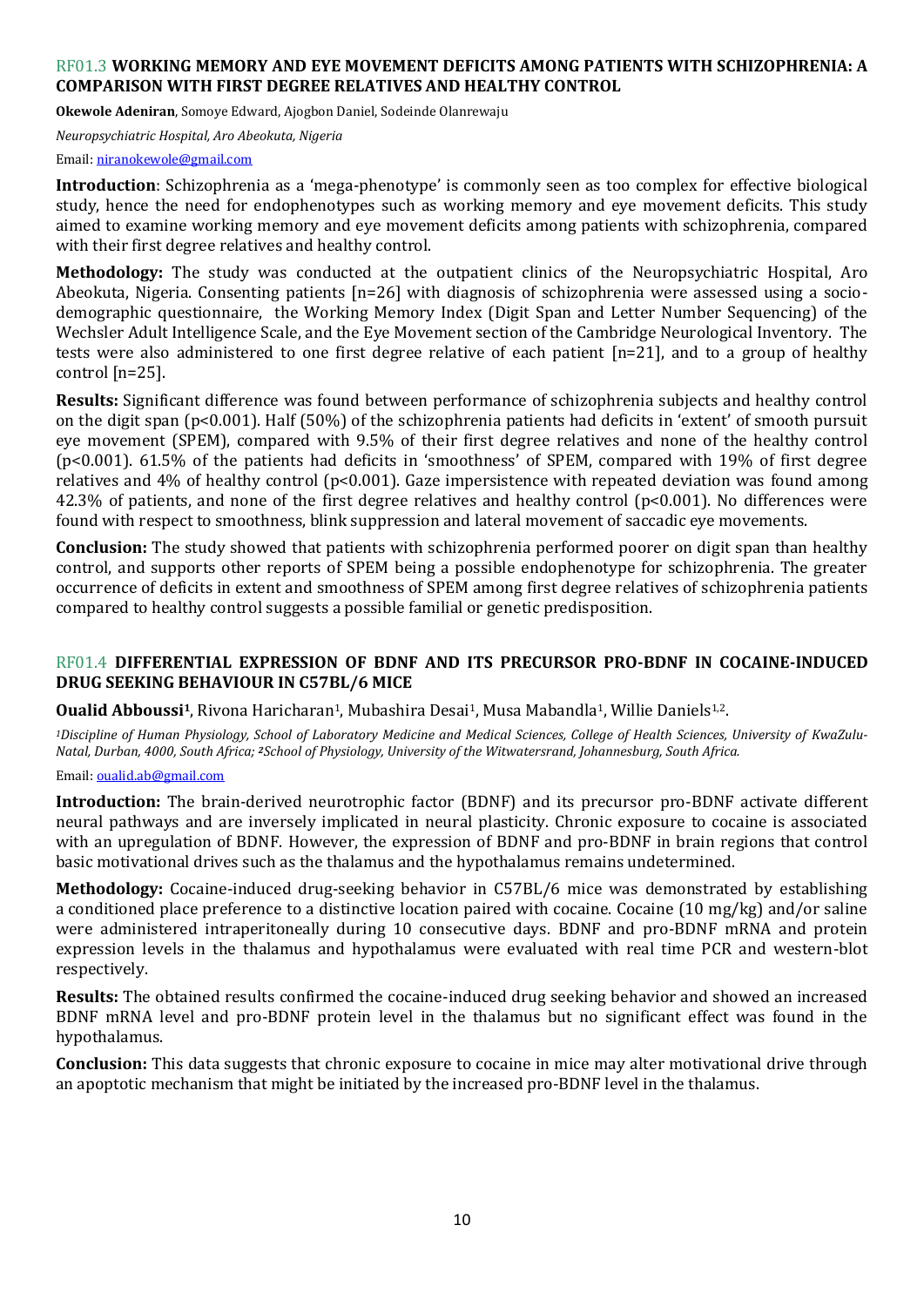## RF01.3 **WORKING MEMORY AND EYE MOVEMENT DEFICITS AMONG PATIENTS WITH SCHIZOPHRENIA: A COMPARISON WITH FIRST DEGREE RELATIVES AND HEALTHY CONTROL**

**Okewole Adeniran**, Somoye Edward, Ajogbon Daniel, Sodeinde Olanrewaju

*Neuropsychiatric Hospital, Aro Abeokuta, Nigeria*

Email: niranokewole@gmail.com

**Introduction**: Schizophrenia as a 'mega-phenotype' is commonly seen as too complex for effective biological study, hence the need for endophenotypes such as working memory and eye movement deficits. This study aimed to examine working memory and eye movement deficits among patients with schizophrenia, compared with their first degree relatives and healthy control.

**Methodology:** The study was conducted at the outpatient clinics of the Neuropsychiatric Hospital, Aro Abeokuta, Nigeria. Consenting patients [n=26] with diagnosis of schizophrenia were assessed using a socio-demographic questionnaire, the Working Memory Index (Digit Span and Letter Number Sequencing) of the Wechsler Adult Intelligence Scale, and the Eye Movement section of the Cambridge Neurological Inventory. The tests were also administered to one first degree relative of each patient [n=21], and to a group of healthy control [n=25].

**Results:** Significant difference was found between performance of schizophrenia subjects and healthy control on the digit span ($p<0.001$). Half (50%) of the schizophrenia patients had deficits in 'extent' of smooth pursuit eye movement (SPEM), compared with 9.5% of their first degree relatives and none of the healthy control ($p<0.001$). 61.5% of the patients had deficits in 'smoothness' of SPEM, compared with 19% of first degree relatives and 4% of healthy control ($p<0.001$). Gaze impersistence with repeated deviation was found among 42.3% of patients, and none of the first degree relatives and healthy control ($p<0.001$). No differences were found with respect to smoothness, blink suppression and lateral movement of saccadic eye movements.

**Conclusion:** The study showed that patients with schizophrenia performed poorer on digit span than healthy control, and supports other reports of SPEM being a possible endophenotype for schizophrenia. The greater occurrence of deficits in extent and smoothness of SPEM among first degree relatives of schizophrenia patients compared to healthy control suggests a possible familial or genetic predisposition.

## RF01.4 **DIFFERENTIAL EXPRESSION OF BDNF AND ITS PRECURSOR PRO-BDNF IN COCAINE-INDUCED DRUG SEEKING BEHAVIOUR IN C57BL/6 MICE**

**Oualid Abboussi[1]**, Rivona Haricharan[1], Mubashira Desai[1], Musa Mabandla[1], Willie Daniels[1,2].

*[1]Discipline of Human Physiology, School of Laboratory Medicine and Medical Sciences, College of Health Sciences, University of KwaZulu-Natal, Durban, 4000, South Africa; [2]School of Physiology, University of the Witwatersrand, Johannesburg, South Africa.*

Email: oualid.ab@gmail.com

**Introduction:** The brain-derived neurotrophic factor (BDNF) and its precursor pro-BDNF activate different neural pathways and are inversely implicated in neural plasticity. Chronic exposure to cocaine is associated with an upregulation of BDNF. However, the expression of BDNF and pro-BDNF in brain regions that control basic motivational drives such as the thalamus and the hypothalamus remains undetermined.

**Methodology:** Cocaine-induced drug-seeking behavior in C57BL/6 mice was demonstrated by establishing a conditioned place preference to a distinctive location paired with cocaine. Cocaine (10 mg/kg) and/or saline were administered intraperitoneally during 10 consecutive days. BDNF and pro-BDNF mRNA and protein expression levels in the thalamus and hypothalamus were evaluated with real time PCR and western-blot respectively.

**Results:** The obtained results confirmed the cocaine-induced drug seeking behavior and showed an increased BDNF mRNA level and pro-BDNF protein level in the thalamus but no significant effect was found in the hypothalamus.

**Conclusion:** This data suggests that chronic exposure to cocaine in mice may alter motivational drive through an apoptotic mechanism that might be initiated by the increased pro-BDNF level in the thalamus.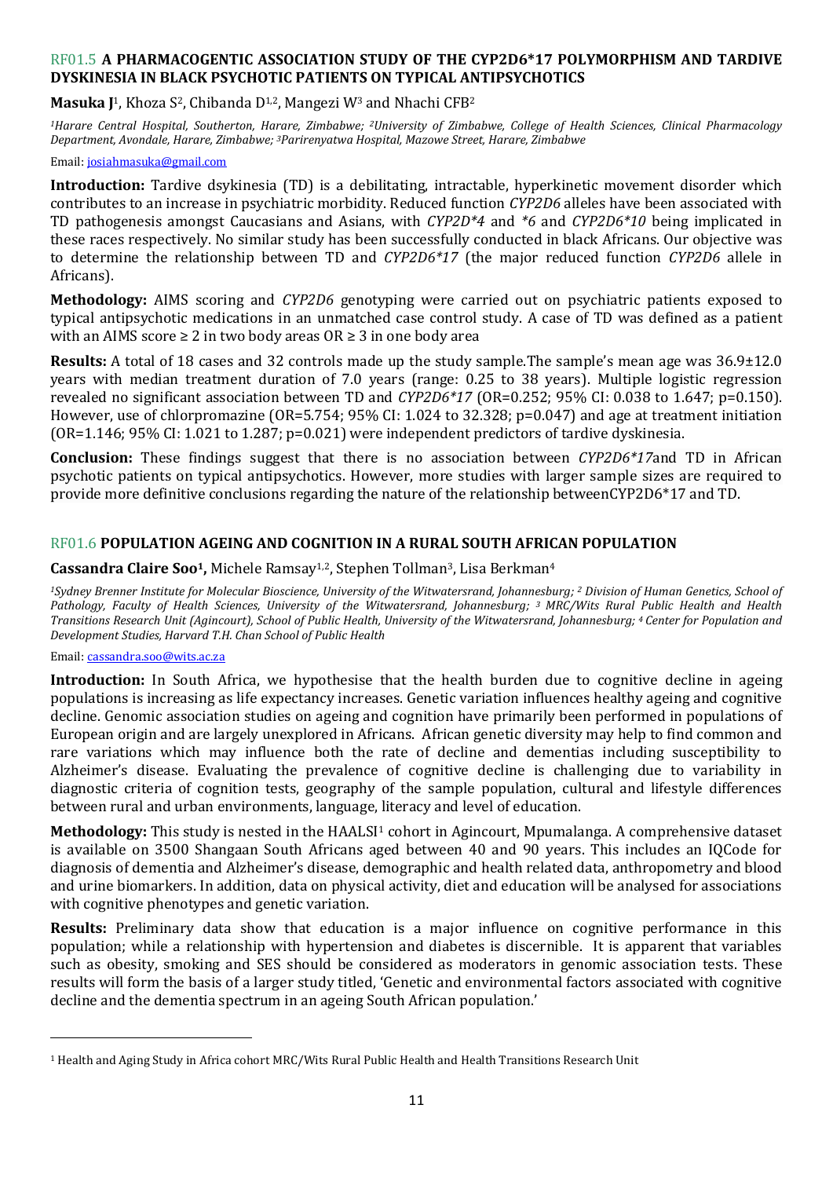## RF01.5 A PHARMACOGENTIC ASSOCIATION STUDY OF THE CYP2D6*17 POLYMORPHISM AND TARDIVE DYSKINESIA IN BLACK PSYCHOTIC PATIENTS ON TYPICAL ANTIPSYCHOTICS

**Masuka J**[1], Khoza S[2], Chibanda D[1,2], Mangezi W[3] and Nhachi CFB[2]

*[1]Harare Central Hospital, Southerton, Harare, Zimbabwe; [2]University of Zimbabwe, College of Health Sciences, Clinical Pharmacology Department, Avondale, Harare, Zimbabwe; [3]Parirenyatwa Hospital, Mazowe Street, Harare, Zimbabwe*

Email: josiahmasuka@gmail.com

**Introduction:** Tardive dsykinesia (TD) is a debilitating, intractable, hyperkinetic movement disorder which contributes to an increase in psychiatric morbidity. Reduced function *CYP2D6* alleles have been associated with TD pathogenesis amongst Caucasians and Asians, with *CYP2D*4* and **6* and *CYP2D6*10* being implicated in these races respectively. No similar study has been successfully conducted in black Africans. Our objective was to determine the relationship between TD and *CYP2D6*17* (the major reduced function *CYP2D6* allele in Africans).

**Methodology:** AIMS scoring and *CYP2D6* genotyping were carried out on psychiatric patients exposed to typical antipsychotic medications in an unmatched case control study. A case of TD was defined as a patient with an AIMS score ≥ 2 in two body areas OR ≥ 3 in one body area

**Results:** A total of 18 cases and 32 controls made up the study sample.The sample's mean age was 36.9±12.0 years with median treatment duration of 7.0 years (range: 0.25 to 38 years). Multiple logistic regression revealed no significant association between TD and *CYP2D6*17* (OR=0.252; 95% CI: 0.038 to 1.647; p=0.150). However, use of chlorpromazine (OR=5.754; 95% CI: 1.024 to 32.328; p=0.047) and age at treatment initiation (OR=1.146; 95% CI: 1.021 to 1.287; p=0.021) were independent predictors of tardive dyskinesia.

**Conclusion:** These findings suggest that there is no association between *CYP2D6*17*and TD in African psychotic patients on typical antipsychotics. However, more studies with larger sample sizes are required to provide more definitive conclusions regarding the nature of the relationship betweenCYP2D6*17 and TD.

## RF01.6 POPULATION AGEING AND COGNITION IN A RURAL SOUTH AFRICAN POPULATION

**Cassandra Claire Soo[1],** Michele Ramsay[1,2], Stephen Tollman[3], Lisa Berkman[4]

*[1]Sydney Brenner Institute for Molecular Bioscience, University of the Witwatersrand, Johannesburg; [2] Division of Human Genetics, School of Pathology, Faculty of Health Sciences, University of the Witwatersrand, Johannesburg; [3] MRC/Wits Rural Public Health and Health Transitions Research Unit (Agincourt), School of Public Health, University of the Witwatersrand, Johannesburg; [4] Center for Population and Development Studies, Harvard T.H. Chan School of Public Health*

Email: cassandra.soo@wits.ac.za

**Introduction:** In South Africa, we hypothesise that the health burden due to cognitive decline in ageing populations is increasing as life expectancy increases. Genetic variation influences healthy ageing and cognitive decline. Genomic association studies on ageing and cognition have primarily been performed in populations of European origin and are largely unexplored in Africans. African genetic diversity may help to find common and rare variations which may influence both the rate of decline and dementias including susceptibility to Alzheimer's disease. Evaluating the prevalence of cognitive decline is challenging due to variability in diagnostic criteria of cognition tests, geography of the sample population, cultural and lifestyle differences between rural and urban environments, language, literacy and level of education.

**Methodology:** This study is nested in the HAALSI[1] cohort in Agincourt, Mpumalanga. A comprehensive dataset is available on 3500 Shangaan South Africans aged between 40 and 90 years. This includes an IQCode for diagnosis of dementia and Alzheimer's disease, demographic and health related data, anthropometry and blood and urine biomarkers. In addition, data on physical activity, diet and education will be analysed for associations with cognitive phenotypes and genetic variation.

**Results:** Preliminary data show that education is a major influence on cognitive performance in this population; while a relationship with hypertension and diabetes is discernible. It is apparent that variables such as obesity, smoking and SES should be considered as moderators in genomic association tests. These results will form the basis of a larger study titled, 'Genetic and environmental factors associated with cognitive decline and the dementia spectrum in an ageing South African population.'

[1] Health and Aging Study in Africa cohort MRC/Wits Rural Public Health and Health Transitions Research Unit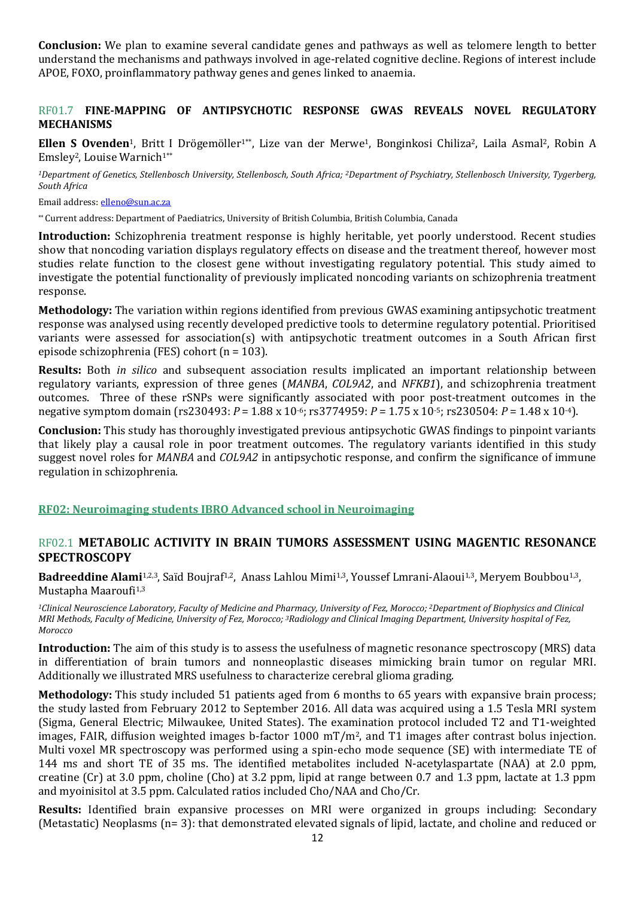**Conclusion:** We plan to examine several candidate genes and pathways as well as telomere length to better understand the mechanisms and pathways involved in age-related cognitive decline. Regions of interest include APOE, FOXO, proinflammatory pathway genes and genes linked to anaemia.

### RF01.7 **FINE-MAPPING OF ANTIPSYCHOTIC RESPONSE GWAS REVEALS NOVEL REGULATORY MECHANISMS**

**Ellen S Ovenden**[1], Britt I Drögemöller[1**], Lize van der Merwe[1], Bonginkosi Chiliza[2], Laila Asmal[2], Robin A Emsley[2], Louise Warnich[1**]

*[1]Department of Genetics, Stellenbosch University, Stellenbosch, South Africa; [2]Department of Psychiatry, Stellenbosch University, Tygerberg, South Africa*

Email address: elleno@sun.ac.za

** Current address: Department of Paediatrics, University of British Columbia, British Columbia, Canada

**Introduction:** Schizophrenia treatment response is highly heritable, yet poorly understood. Recent studies show that noncoding variation displays regulatory effects on disease and the treatment thereof, however most studies relate function to the closest gene without investigating regulatory potential. This study aimed to investigate the potential functionality of previously implicated noncoding variants on schizophrenia treatment response.

**Methodology:** The variation within regions identified from previous GWAS examining antipsychotic treatment response was analysed using recently developed predictive tools to determine regulatory potential. Prioritised variants were assessed for association(s) with antipsychotic treatment outcomes in a South African first episode schizophrenia (FES) cohort (n = 103).

**Results:** Both *in silico* and subsequent association results implicated an important relationship between regulatory variants, expression of three genes (*MANBA*, *COL9A2*, and *NFKB1*), and schizophrenia treatment outcomes. Three of these rSNPs were significantly associated with poor post-treatment outcomes in the negative symptom domain (rs230493: $P = 1.88 \times 10^{-6}$; rs3774959: $P = 1.75 \times 10^{-5}$; rs230504: $P = 1.48 \times 10^{-4}$).

**Conclusion:** This study has thoroughly investigated previous antipsychotic GWAS findings to pinpoint variants that likely play a causal role in poor treatment outcomes. The regulatory variants identified in this study suggest novel roles for *MANBA* and *COL9A2* in antipsychotic response, and confirm the significance of immune regulation in schizophrenia.

## RF02: Neuroimaging students IBRO Advanced school in Neuroimaging

### RF02.1 **METABOLIC ACTIVITY IN BRAIN TUMORS ASSESSMENT USING MAGENTIC RESONANCE SPECTROSCOPY**

**Badreeddine Alami**[1,2,3], Saïd Boujraf[1,2], Anass Lahlou Mimi[1,3], Youssef Lmrani-Alaoui[1,3], Meryem Boubbou[1,3], Mustapha Maaroufi[1,3]

*[1]Clinical Neuroscience Laboratory, Faculty of Medicine and Pharmacy, University of Fez, Morocco; [2]Department of Biophysics and Clinical MRI Methods, Faculty of Medicine, University of Fez, Morocco; [3]Radiology and Clinical Imaging Department, University hospital of Fez, Morocco*

**Introduction:** The aim of this study is to assess the usefulness of magnetic resonance spectroscopy (MRS) data in differentiation of brain tumors and nonneoplastic diseases mimicking brain tumor on regular MRI. Additionally we illustrated MRS usefulness to characterize cerebral glioma grading.

**Methodology:** This study included 51 patients aged from 6 months to 65 years with expansive brain process; the study lasted from February 2012 to September 2016. All data was acquired using a 1.5 Tesla MRI system (Sigma, General Electric; Milwaukee, United States). The examination protocol included T2 and T1-weighted images, FAIR, diffusion weighted images b-factor 1000 $mT/m^2$, and T1 images after contrast bolus injection. Multi voxel MR spectroscopy was performed using a spin-echo mode sequence (SE) with intermediate TE of 144 ms and short TE of 35 ms. The identified metabolites included N-acetylaspartate (NAA) at 2.0 ppm, creatine (Cr) at 3.0 ppm, choline (Cho) at 3.2 ppm, lipid at range between 0.7 and 1.3 ppm, lactate at 1.3 ppm and myoinisitol at 3.5 ppm. Calculated ratios included Cho/NAA and Cho/Cr.

**Results:** Identified brain expansive processes on MRI were organized in groups including: Secondary (Metastatic) Neoplasms (n= 3): that demonstrated elevated signals of lipid, lactate, and choline and reduced or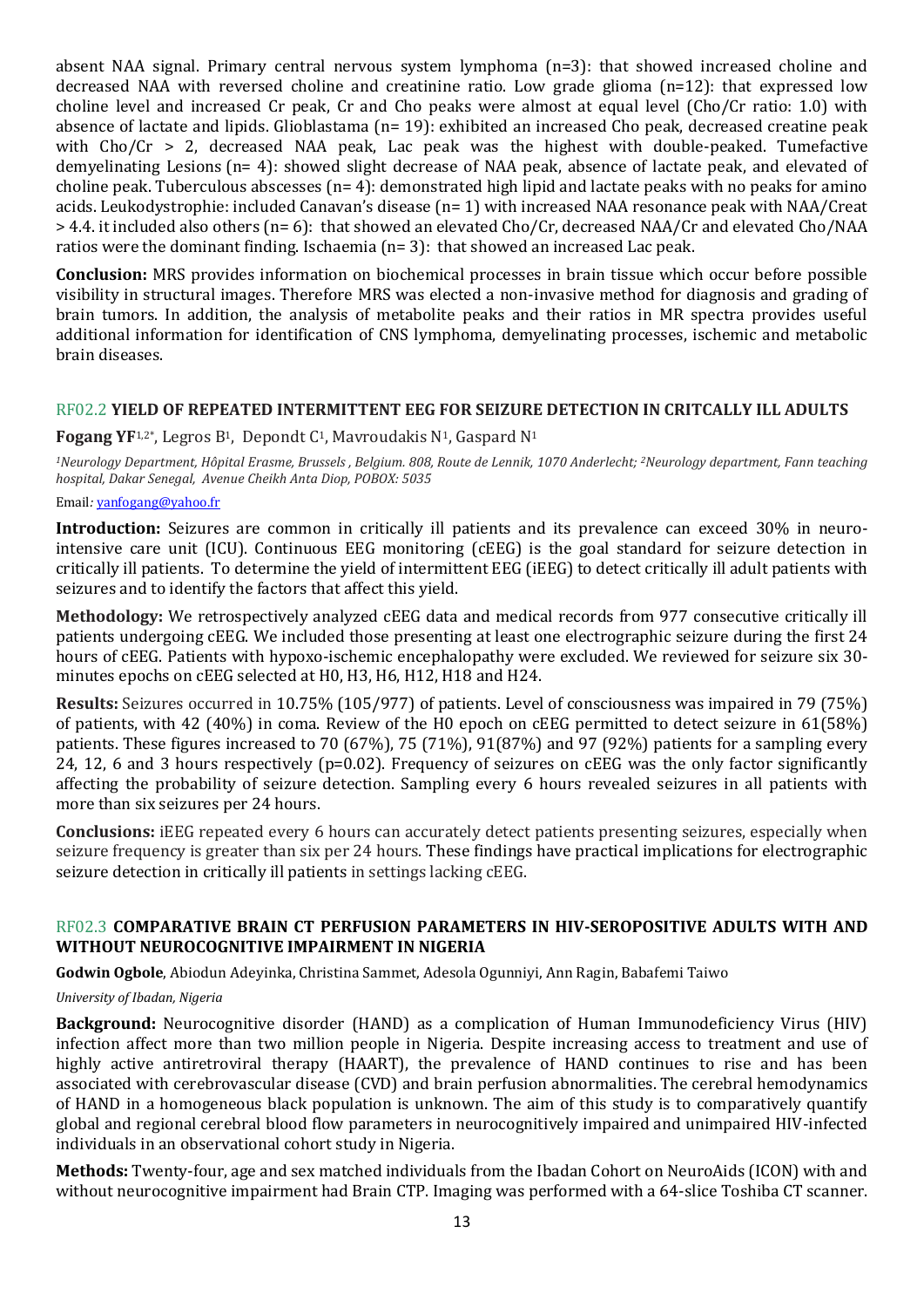absent NAA signal. Primary central nervous system lymphoma (n=3): that showed increased choline and decreased NAA with reversed choline and creatinine ratio. Low grade glioma (n=12): that expressed low choline level and increased Cr peak, Cr and Cho peaks were almost at equal level (Cho/Cr ratio: 1.0) with absence of lactate and lipids. Glioblastama (n= 19): exhibited an increased Cho peak, decreased creatine peak with Cho/Cr > 2, decreased NAA peak, Lac peak was the highest with double-peaked. Tumefactive demyelinating Lesions (n= 4): showed slight decrease of NAA peak, absence of lactate peak, and elevated of choline peak. Tuberculous abscesses (n= 4): demonstrated high lipid and lactate peaks with no peaks for amino acids. Leukodystrophie: included Canavan's disease (n= 1) with increased NAA resonance peak with NAA/Creat > 4.4. it included also others (n= 6): that showed an elevated Cho/Cr, decreased NAA/Cr and elevated Cho/NAA ratios were the dominant finding. Ischaemia (n= 3): that showed an increased Lac peak.

**Conclusion:** MRS provides information on biochemical processes in brain tissue which occur before possible visibility in structural images. Therefore MRS was elected a non-invasive method for diagnosis and grading of brain tumors. In addition, the analysis of metabolite peaks and their ratios in MR spectra provides useful additional information for identification of CNS lymphoma, demyelinating processes, ischemic and metabolic brain diseases.

### RF02.2 YIELD OF REPEATED INTERMITTENT EEG FOR SEIZURE DETECTION IN CRITCALLY ILL ADULTS

**Fogang YF**[1,2*], Legros B[1], Depondt C[1], Mavroudakis N[1], Gaspard N[1]

*[1]Neurology Department, Hôpital Erasme, Brussels , Belgium. 808, Route de Lennik, 1070 Anderlecht; [2]Neurology department, Fann teaching hospital, Dakar Senegal, Avenue Cheikh Anta Diop, POBOX: 5035*

Email: yanfogang@yahoo.fr

**Introduction:** Seizures are common in critically ill patients and its prevalence can exceed 30% in neuro-intensive care unit (ICU). Continuous EEG monitoring (cEEG) is the goal standard for seizure detection in critically ill patients. To determine the yield of intermittent EEG (iEEG) to detect critically ill adult patients with seizures and to identify the factors that affect this yield.

**Methodology:** We retrospectively analyzed cEEG data and medical records from 977 consecutive critically ill patients undergoing cEEG. We included those presenting at least one electrographic seizure during the first 24 hours of cEEG. Patients with hypoxo-ischemic encephalopathy were excluded. We reviewed for seizure six 30-minutes epochs on cEEG selected at H0, H3, H6, H12, H18 and H24.

**Results:** Seizures occurred in 10.75% (105/977) of patients. Level of consciousness was impaired in 79 (75%) of patients, with 42 (40%) in coma. Review of the H0 epoch on cEEG permitted to detect seizure in 61(58%) patients. These figures increased to 70 (67%), 75 (71%), 91(87%) and 97 (92%) patients for a sampling every 24, 12, 6 and 3 hours respectively ($p=0.02$). Frequency of seizures on cEEG was the only factor significantly affecting the probability of seizure detection. Sampling every 6 hours revealed seizures in all patients with more than six seizures per 24 hours.

**Conclusions:** iEEG repeated every 6 hours can accurately detect patients presenting seizures, especially when seizure frequency is greater than six per 24 hours. These findings have practical implications for electrographic seizure detection in critically ill patients in settings lacking cEEG.

### RF02.3 COMPARATIVE BRAIN CT PERFUSION PARAMETERS IN HIV-SEROPOSITIVE ADULTS WITH AND WITHOUT NEUROCOGNITIVE IMPAIRMENT IN NIGERIA

**Godwin Ogbole**, Abiodun Adeyinka, Christina Sammet, Adesola Ogunniyi, Ann Ragin, Babafemi Taiwo

*University of Ibadan, Nigeria*

**Background:** Neurocognitive disorder (HAND) as a complication of Human Immunodeficiency Virus (HIV) infection affect more than two million people in Nigeria. Despite increasing access to treatment and use of highly active antiretroviral therapy (HAART), the prevalence of HAND continues to rise and has been associated with cerebrovascular disease (CVD) and brain perfusion abnormalities. The cerebral hemodynamics of HAND in a homogeneous black population is unknown. The aim of this study is to comparatively quantify global and regional cerebral blood flow parameters in neurocognitively impaired and unimpaired HIV-infected individuals in an observational cohort study in Nigeria.

**Methods:** Twenty-four, age and sex matched individuals from the Ibadan Cohort on NeuroAids (ICON) with and without neurocognitive impairment had Brain CTP. Imaging was performed with a 64-slice Toshiba CT scanner.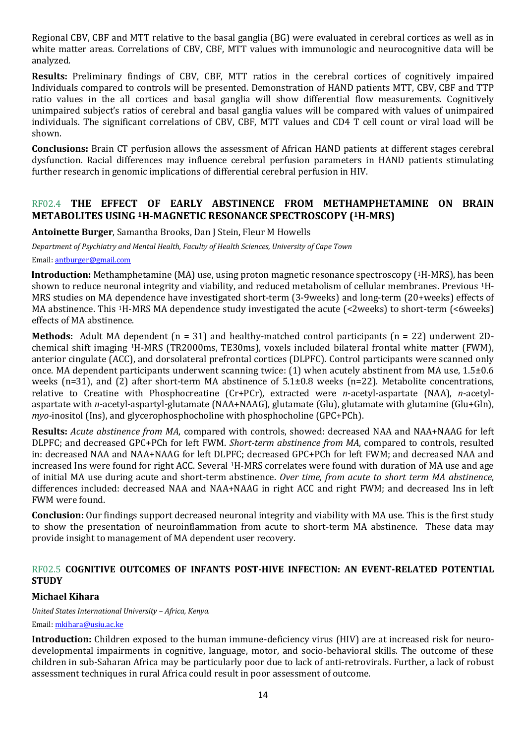Regional CBV, CBF and MTT relative to the basal ganglia (BG) were evaluated in cerebral cortices as well as in white matter areas. Correlations of CBV, CBF, MTT values with immunologic and neurocognitive data will be analyzed.

**Results:** Preliminary findings of CBV, CBF, MTT ratios in the cerebral cortices of cognitively impaired Individuals compared to controls will be presented. Demonstration of HAND patients MTT, CBV, CBF and TTP ratio values in the all cortices and basal ganglia will show differential flow measurements. Cognitively unimpaired subject's ratios of cerebral and basal ganglia values will be compared with values of unimpaired individuals. The significant correlations of CBV, CBF, MTT values and CD4 T cell count or viral load will be shown.

**Conclusions:** Brain CT perfusion allows the assessment of African HAND patients at different stages cerebral dysfunction. Racial differences may influence cerebral perfusion parameters in HAND patients stimulating further research in genomic implications of differential cerebral perfusion in HIV.

## RF02.4 THE EFFECT OF EARLY ABSTINENCE FROM METHAMPHETAMINE ON BRAIN METABOLITES USING $^{1}$H-MAGNETIC RESONANCE SPECTROSCOPY ($^{1}$H-MRS)

**Antoinette Burger**, Samantha Brooks, Dan J Stein, Fleur M Howells

*Department of Psychiatry and Mental Health, Faculty of Health Sciences, University of Cape Town*

Email: antburger@gmail.com

**Introduction:** Methamphetamine (MA) use, using proton magnetic resonance spectroscopy ($^{1}$H-MRS), has been shown to reduce neuronal integrity and viability, and reduced metabolism of cellular membranes. Previous $^{1}$H-MRS studies on MA dependence have investigated short-term (3-9weeks) and long-term (20+weeks) effects of MA abstinence. This $^{1}$H-MRS MA dependence study investigated the acute (<2weeks) to short-term (<6weeks) effects of MA abstinence.

**Methods:** Adult MA dependent (n = 31) and healthy-matched control participants (n = 22) underwent 2D-chemical shift imaging $^{1}$H-MRS (TR2000ms, TE30ms), voxels included bilateral frontal white matter (FWM), anterior cingulate (ACC), and dorsolateral prefrontal cortices (DLPFC). Control participants were scanned only once. MA dependent participants underwent scanning twice: (1) when acutely abstinent from MA use, 1.5±0.6 weeks (n=31), and (2) after short-term MA abstinence of 5.1±0.8 weeks (n=22). Metabolite concentrations, relative to Creatine with Phosphocreatine (Cr+PCr), extracted were *n*-acetyl-aspartate (NAA), *n*-acetyl-aspartate with *n*-acetyl-aspartyl-glutamate (NAA+NAAG), glutamate (Glu), glutamate with glutamine (Glu+Gln), *myo*-inositol (Ins), and glycerophosphocholine with phosphocholine (GPC+PCh).

**Results:** *Acute abstinence from MA*, compared with controls, showed: decreased NAA and NAA+NAAG for left DLPFC; and decreased GPC+PCh for left FWM. *Short-term abstinence from MA*, compared to controls, resulted in: decreased NAA and NAA+NAAG for left DLPFC; decreased GPC+PCh for left FWM; and decreased NAA and increased Ins were found for right ACC. Several $^{1}$H-MRS correlates were found with duration of MA use and age of initial MA use during acute and short-term abstinence. *Over time, from acute to short term MA abstinence*, differences included: decreased NAA and NAA+NAAG in right ACC and right FWM; and decreased Ins in left FWM were found.

**Conclusion:** Our findings support decreased neuronal integrity and viability with MA use. This is the first study to show the presentation of neuroinflammation from acute to short-term MA abstinence. These data may provide insight to management of MA dependent user recovery.

## RF02.5 COGNITIVE OUTCOMES OF INFANTS POST-HIVE INFECTION: AN EVENT-RELATED POTENTIAL STUDY

**Michael Kihara**

*United States International University – Africa, Kenya.*

Email: mkihara@usiu.ac.ke

**Introduction:** Children exposed to the human immune-deficiency virus (HIV) are at increased risk for neuro-developmental impairments in cognitive, language, motor, and socio-behavioral skills. The outcome of these children in sub-Saharan Africa may be particularly poor due to lack of anti-retrovirals. Further, a lack of robust assessment techniques in rural Africa could result in poor assessment of outcome.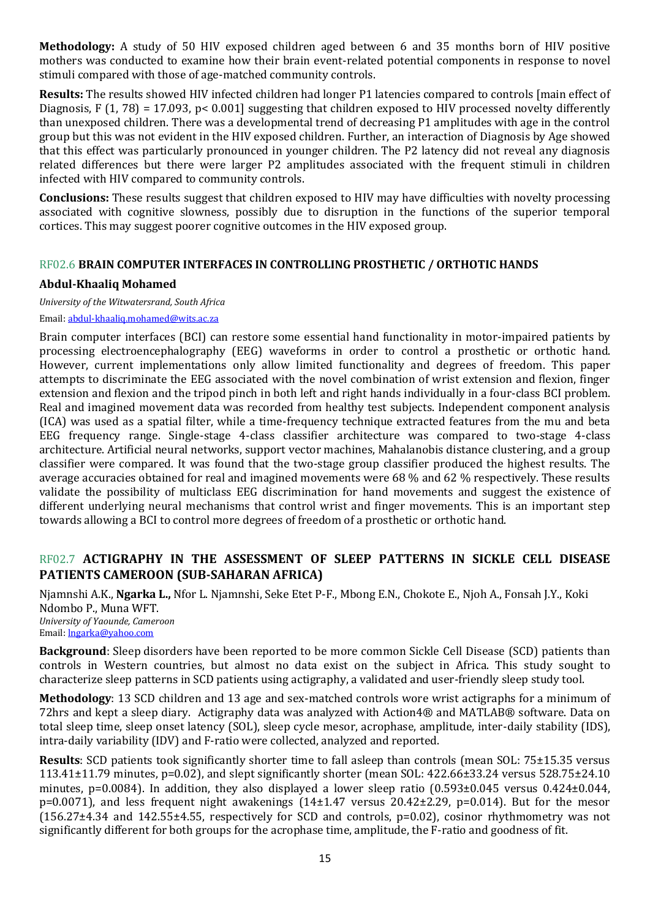**Methodology:** A study of 50 HIV exposed children aged between 6 and 35 months born of HIV positive mothers was conducted to examine how their brain event-related potential components in response to novel stimuli compared with those of age-matched community controls.

**Results:** The results showed HIV infected children had longer P1 latencies compared to controls [main effect of Diagnosis, $F(1, 78) = 17.093$, $p < 0.001$] suggesting that children exposed to HIV processed novelty differently than unexposed children. There was a developmental trend of decreasing P1 amplitudes with age in the control group but this was not evident in the HIV exposed children. Further, an interaction of Diagnosis by Age showed that this effect was particularly pronounced in younger children. The P2 latency did not reveal any diagnosis related differences but there were larger P2 amplitudes associated with the frequent stimuli in children infected with HIV compared to community controls.

**Conclusions:** These results suggest that children exposed to HIV may have difficulties with novelty processing associated with cognitive slowness, possibly due to disruption in the functions of the superior temporal cortices. This may suggest poorer cognitive outcomes in the HIV exposed group.

### RF02.6 **BRAIN COMPUTER INTERFACES IN CONTROLLING PROSTHETIC / ORTHOTIC HANDS**

**Abdul-Khaaliq Mohamed**

*University of the Witwatersrand, South Africa*

Email: abdul-khaaliq.mohamed@wits.ac.za

Brain computer interfaces (BCI) can restore some essential hand functionality in motor-impaired patients by processing electroencephalography (EEG) waveforms in order to control a prosthetic or orthotic hand. However, current implementations only allow limited functionality and degrees of freedom. This paper attempts to discriminate the EEG associated with the novel combination of wrist extension and flexion, finger extension and flexion and the tripod pinch in both left and right hands individually in a four-class BCI problem. Real and imagined movement data was recorded from healthy test subjects. Independent component analysis (ICA) was used as a spatial filter, while a time-frequency technique extracted features from the mu and beta EEG frequency range. Single-stage 4-class classifier architecture was compared to two-stage 4-class architecture. Artificial neural networks, support vector machines, Mahalanobis distance clustering, and a group classifier were compared. It was found that the two-stage group classifier produced the highest results. The average accuracies obtained for real and imagined movements were 68 % and 62 % respectively. These results validate the possibility of multiclass EEG discrimination for hand movements and suggest the existence of different underlying neural mechanisms that control wrist and finger movements. This is an important step towards allowing a BCI to control more degrees of freedom of a prosthetic or orthotic hand.

### RF02.7 **ACTIGRAPHY IN THE ASSESSMENT OF SLEEP PATTERNS IN SICKLE CELL DISEASE PATIENTS CAMEROON (SUB-SAHARAN AFRICA)**

Njamnshi A.K., **Ngarka L.,** Nfor L. Njamnshi, Seke Etet P-F., Mbong E.N., Chokote E., Njoh A., Fonsah J.Y., Koki Ndombo P., Muna WFT.

*University of Yaounde, Cameroon*

Email: lngarka@yahoo.com

**Background**: Sleep disorders have been reported to be more common Sickle Cell Disease (SCD) patients than controls in Western countries, but almost no data exist on the subject in Africa. This study sought to characterize sleep patterns in SCD patients using actigraphy, a validated and user-friendly sleep study tool.

**Methodology**: 13 SCD children and 13 age and sex-matched controls wore wrist actigraphs for a minimum of 72hrs and kept a sleep diary. Actigraphy data was analyzed with Action4® and MATLAB® software. Data on total sleep time, sleep onset latency (SOL), sleep cycle mesor, acrophase, amplitude, inter-daily stability (IDS), intra-daily variability (IDV) and F-ratio were collected, analyzed and reported.

**Results**: SCD patients took significantly shorter time to fall asleep than controls (mean SOL: $75 \pm 15.35$ versus $113.41 \pm 11.79$ minutes, $p=0.02$), and slept significantly shorter (mean SOL: $422.66 \pm 33.24$ versus $528.75 \pm 24.10$ minutes, $p=0.0084$). In addition, they also displayed a lower sleep ratio ($0.593 \pm 0.045$ versus $0.424 \pm 0.044$, $p=0.0071$), and less frequent night awakenings ($14 \pm 1.47$ versus $20.42 \pm 2.29$, $p=0.014$). But for the mesor ($156.27 \pm 4.34$ and $142.55 \pm 4.55$, respectively for SCD and controls, $p=0.02$), cosinor rhythmometry was not significantly different for both groups for the acrophase time, amplitude, the F-ratio and goodness of fit.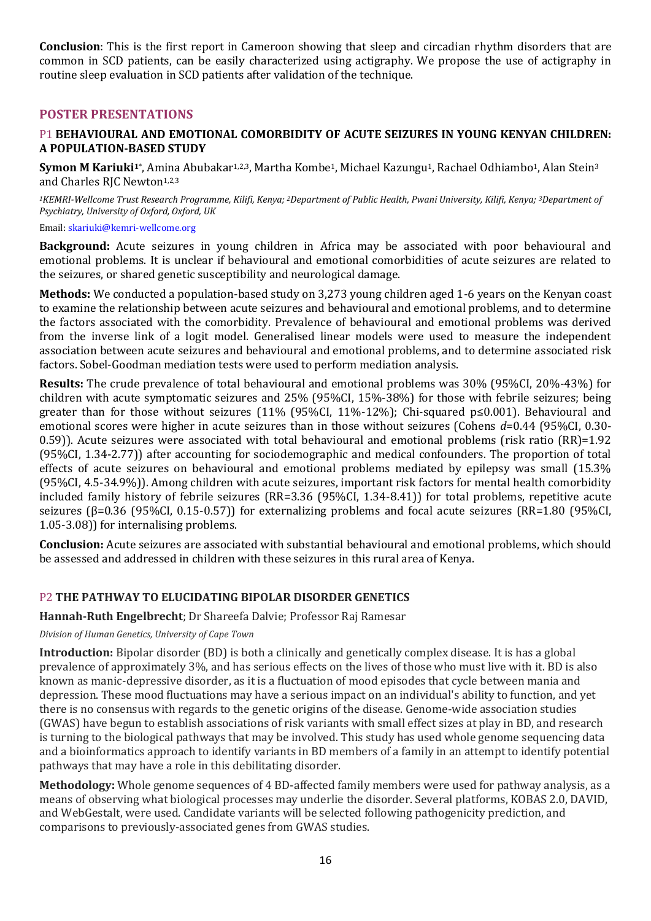**Conclusion**: This is the first report in Cameroon showing that sleep and circadian rhythm disorders that are common in SCD patients, can be easily characterized using actigraphy. We propose the use of actigraphy in routine sleep evaluation in SCD patients after validation of the technique.

## POSTER PRESENTATIONS

### P1 BEHAVIOURAL AND EMOTIONAL COMORBIDITY OF ACUTE SEIZURES IN YOUNG KENYAN CHILDREN: A POPULATION-BASED STUDY

**Symon M Kariuki**[1*], Amina Abubakar[1,2,3], Martha Kombe[1], Michael Kazungu[1], Rachael Odhiambo[1], Alan Stein[3] and Charles RJC Newton[1,2,3]

*[1]KEMRI-Wellcome Trust Research Programme, Kilifi, Kenya; [2]Department of Public Health, Pwani University, Kilifi, Kenya; [3]Department of Psychiatry, University of Oxford, Oxford, UK*

Email: skariuki@kemri-wellcome.org

**Background:** Acute seizures in young children in Africa may be associated with poor behavioural and emotional problems. It is unclear if behavioural and emotional comorbidities of acute seizures are related to the seizures, or shared genetic susceptibility and neurological damage.

**Methods:** We conducted a population-based study on 3,273 young children aged 1-6 years on the Kenyan coast to examine the relationship between acute seizures and behavioural and emotional problems, and to determine the factors associated with the comorbidity. Prevalence of behavioural and emotional problems was derived from the inverse link of a logit model. Generalised linear models were used to measure the independent association between acute seizures and behavioural and emotional problems, and to determine associated risk factors. Sobel-Goodman mediation tests were used to perform mediation analysis.

**Results:** The crude prevalence of total behavioural and emotional problems was 30% (95%CI, 20%-43%) for children with acute symptomatic seizures and 25% (95%CI, 15%-38%) for those with febrile seizures; being greater than for those without seizures (11% (95%CI, 11%-12%); Chi-squared $p \leq 0.001$). Behavioural and emotional scores were higher in acute seizures than in those without seizures (Cohens $d$=0.44 (95%CI, 0.30-0.59)). Acute seizures were associated with total behavioural and emotional problems (risk ratio (RR)=1.92 (95%CI, 1.34-2.77)) after accounting for sociodemographic and medical confounders. The proportion of total effects of acute seizures on behavioural and emotional problems mediated by epilepsy was small (15.3% (95%CI, 4.5-34.9%)). Among children with acute seizures, important risk factors for mental health comorbidity included family history of febrile seizures (RR=3.36 (95%CI, 1.34-8.41)) for total problems, repetitive acute seizures ($\beta$=0.36 (95%CI, 0.15-0.57)) for externalizing problems and focal acute seizures (RR=1.80 (95%CI, 1.05-3.08)) for internalising problems.

**Conclusion:** Acute seizures are associated with substantial behavioural and emotional problems, which should be assessed and addressed in children with these seizures in this rural area of Kenya.

### P2 THE PATHWAY TO ELUCIDATING BIPOLAR DISORDER GENETICS

**Hannah-Ruth Engelbrecht**; Dr Shareefa Dalvie; Professor Raj Ramesar

*Division of Human Genetics, University of Cape Town*

**Introduction:** Bipolar disorder (BD) is both a clinically and genetically complex disease. It is has a global prevalence of approximately 3%, and has serious effects on the lives of those who must live with it. BD is also known as manic-depressive disorder, as it is a fluctuation of mood episodes that cycle between mania and depression. These mood fluctuations may have a serious impact on an individual's ability to function, and yet there is no consensus with regards to the genetic origins of the disease. Genome-wide association studies (GWAS) have begun to establish associations of risk variants with small effect sizes at play in BD, and research is turning to the biological pathways that may be involved. This study has used whole genome sequencing data and a bioinformatics approach to identify variants in BD members of a family in an attempt to identify potential pathways that may have a role in this debilitating disorder.

**Methodology:** Whole genome sequences of 4 BD-affected family members were used for pathway analysis, as a means of observing what biological processes may underlie the disorder. Several platforms, KOBAS 2.0, DAVID, and WebGestalt, were used. Candidate variants will be selected following pathogenicity prediction, and comparisons to previously-associated genes from GWAS studies.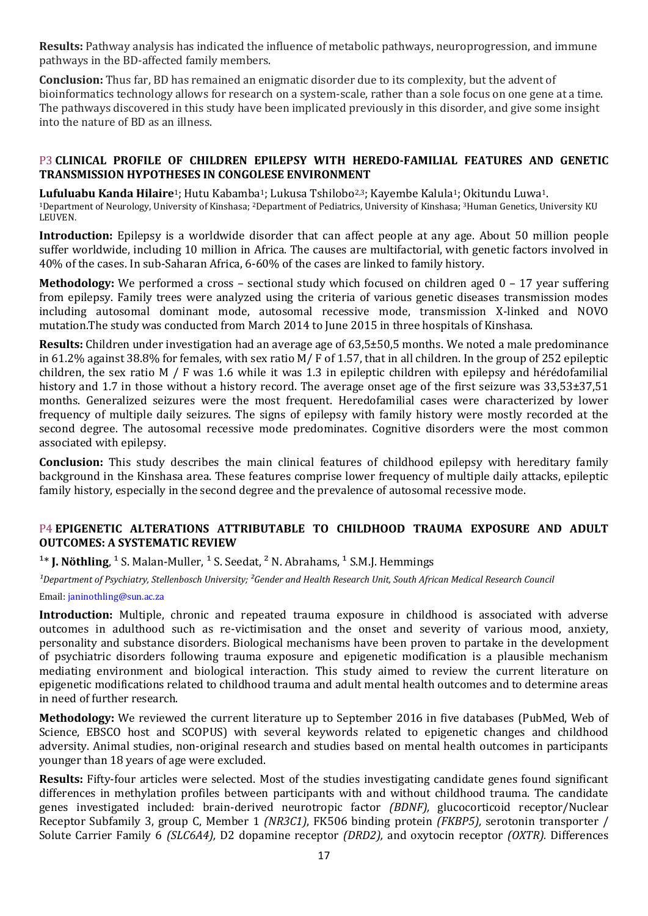**Results:** Pathway analysis has indicated the influence of metabolic pathways, neuroprogression, and immune pathways in the BD-affected family members.

**Conclusion:** Thus far, BD has remained an enigmatic disorder due to its complexity, but the advent of bioinformatics technology allows for research on a system-scale, rather than a sole focus on one gene at a time. The pathways discovered in this study have been implicated previously in this disorder, and give some insight into the nature of BD as an illness.

### P3 CLINICAL PROFILE OF CHILDREN EPILEPSY WITH HEREDO-FAMILIAL FEATURES AND GENETIC TRANSMISSION HYPOTHESES IN CONGOLESE ENVIRONMENT

**Lufuluabu Kanda Hilaire**[1]; Hutu Kabamba[1]; Lukusa Tshilobo[2,3]; Kayembe Kalula[1]; Okitundu Luwa[1].
[1]Department of Neurology, University of Kinshasa; [2]Department of Pediatrics, University of Kinshasa; [3]Human Genetics, University KU LEUVEN.

**Introduction:** Epilepsy is a worldwide disorder that can affect people at any age. About 50 million people suffer worldwide, including 10 million in Africa. The causes are multifactorial, with genetic factors involved in 40% of the cases. In sub-Saharan Africa, 6-60% of the cases are linked to family history.

**Methodology:** We performed a cross – sectional study which focused on children aged 0 – 17 year suffering from epilepsy. Family trees were analyzed using the criteria of various genetic diseases transmission modes including autosomal dominant mode, autosomal recessive mode, transmission X-linked and NOVO mutation.The study was conducted from March 2014 to June 2015 in three hospitals of Kinshasa.

**Results:** Children under investigation had an average age of 63,5±50,5 months. We noted a male predominance in 61.2% against 38.8% for females, with sex ratio M/ F of 1.57, that in all children. In the group of 252 epileptic children, the sex ratio M / F was 1.6 while it was 1.3 in epileptic children with epilepsy and hérédofamilial history and 1.7 in those without a history record. The average onset age of the first seizure was 33,53±37,51 months. Generalized seizures were the most frequent. Heredofamilial cases were characterized by lower frequency of multiple daily seizures. The signs of epilepsy with family history were mostly recorded at the second degree. The autosomal recessive mode predominates. Cognitive disorders were the most common associated with epilepsy.

**Conclusion:** This study describes the main clinical features of childhood epilepsy with hereditary family background in the Kinshasa area. These features comprise lower frequency of multiple daily attacks, epileptic family history, especially in the second degree and the prevalence of autosomal recessive mode.

### P4 EPIGENETIC ALTERATIONS ATTRIBUTABLE TO CHILDHOOD TRAUMA EXPOSURE AND ADULT OUTCOMES: A SYSTEMATIC REVIEW

[1]* **J. Nöthling**, [1] S. Malan-Muller, [1] S. Seedat, [2] N. Abrahams, [1] S.M.J. Hemmings

*[1]Department of Psychiatry, Stellenbosch University; [2]Gender and Health Research Unit, South African Medical Research Council*

Email: janinothling@sun.ac.za

**Introduction:** Multiple, chronic and repeated trauma exposure in childhood is associated with adverse outcomes in adulthood such as re-victimisation and the onset and severity of various mood, anxiety, personality and substance disorders. Biological mechanisms have been proven to partake in the development of psychiatric disorders following trauma exposure and epigenetic modification is a plausible mechanism mediating environment and biological interaction. This study aimed to review the current literature on epigenetic modifications related to childhood trauma and adult mental health outcomes and to determine areas in need of further research.

**Methodology:** We reviewed the current literature up to September 2016 in five databases (PubMed, Web of Science, EBSCO host and SCOPUS) with several keywords related to epigenetic changes and childhood adversity. Animal studies, non-original research and studies based on mental health outcomes in participants younger than 18 years of age were excluded.

**Results:** Fifty-four articles were selected. Most of the studies investigating candidate genes found significant differences in methylation profiles between participants with and without childhood trauma. The candidate genes investigated included: brain-derived neurotropic factor *(BDNF),* glucocorticoid receptor/Nuclear Receptor Subfamily 3, group C, Member 1 *(NR3C1)*, FK506 binding protein *(FKBP5),* serotonin transporter / Solute Carrier Family 6 *(SLC6A4),* D2 dopamine receptor *(DRD2),* and oxytocin receptor *(OXTR).* Differences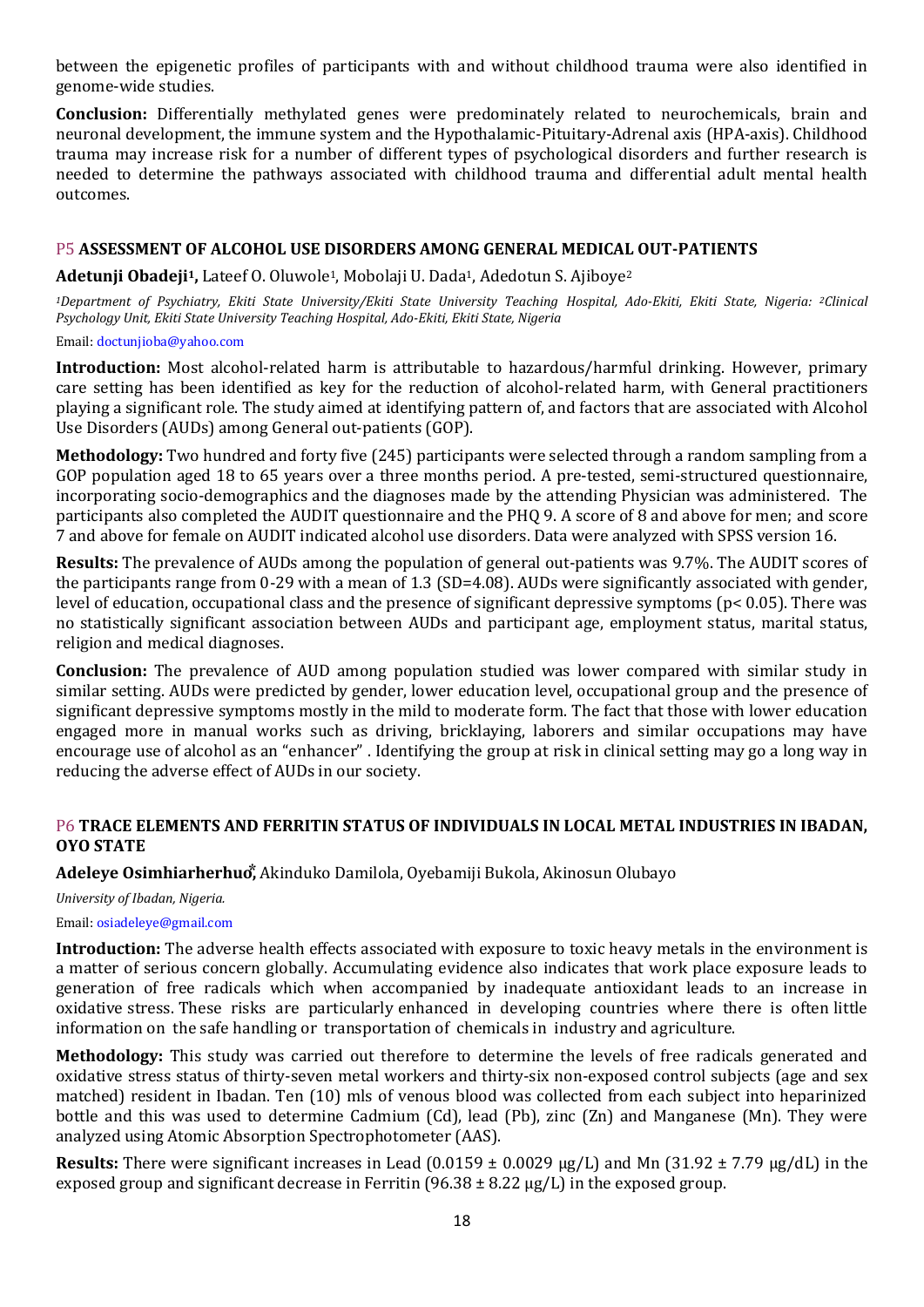between the epigenetic profiles of participants with and without childhood trauma were also identified in genome-wide studies.

**Conclusion:** Differentially methylated genes were predominately related to neurochemicals, brain and neuronal development, the immune system and the Hypothalamic-Pituitary-Adrenal axis (HPA-axis). Childhood trauma may increase risk for a number of different types of psychological disorders and further research is needed to determine the pathways associated with childhood trauma and differential adult mental health outcomes.

### P5 ASSESSMENT OF ALCOHOL USE DISORDERS AMONG GENERAL MEDICAL OUT-PATIENTS

**Adetunji Obadeji[1],** Lateef O. Oluwole[1], Mobolaji U. Dada[1], Adedotun S. Ajiboye[2]

*[1]Department of Psychiatry, Ekiti State University/Ekiti State University Teaching Hospital, Ado-Ekiti, Ekiti State, Nigeria: [2]Clinical Psychology Unit, Ekiti State University Teaching Hospital, Ado-Ekiti, Ekiti State, Nigeria*

Email: doctunjioba@yahoo.com

**Introduction:** Most alcohol-related harm is attributable to hazardous/harmful drinking. However, primary care setting has been identified as key for the reduction of alcohol-related harm, with General practitioners playing a significant role. The study aimed at identifying pattern of, and factors that are associated with Alcohol Use Disorders (AUDs) among General out-patients (GOP).

**Methodology:** Two hundred and forty five (245) participants were selected through a random sampling from a GOP population aged 18 to 65 years over a three months period. A pre-tested, semi-structured questionnaire, incorporating socio-demographics and the diagnoses made by the attending Physician was administered. The participants also completed the AUDIT questionnaire and the PHQ 9. A score of 8 and above for men; and score 7 and above for female on AUDIT indicated alcohol use disorders. Data were analyzed with SPSS version 16.

**Results:** The prevalence of AUDs among the population of general out-patients was 9.7%. The AUDIT scores of the participants range from 0-29 with a mean of 1.3 (SD=4.08). AUDs were significantly associated with gender, level of education, occupational class and the presence of significant depressive symptoms ($p < 0.05$). There was no statistically significant association between AUDs and participant age, employment status, marital status, religion and medical diagnoses.

**Conclusion:** The prevalence of AUD among population studied was lower compared with similar study in similar setting. AUDs were predicted by gender, lower education level, occupational group and the presence of significant depressive symptoms mostly in the mild to moderate form. The fact that those with lower education engaged more in manual works such as driving, bricklaying, laborers and similar occupations may have encourage use of alcohol as an "enhancer" . Identifying the group at risk in clinical setting may go a long way in reducing the adverse effect of AUDs in our society.

### P6 TRACE ELEMENTS AND FERRITIN STATUS OF INDIVIDUALS IN LOCAL METAL INDUSTRIES IN IBADAN, OYO STATE

**Adeleye Osimhiarherhuo*,** Akinduko Damilola, Oyebamiji Bukola, Akinosun Olubayo

*University of Ibadan, Nigeria.*

Email: osiadeleye@gmail.com

**Introduction:** The adverse health effects associated with exposure to toxic heavy metals in the environment is a matter of serious concern globally. Accumulating evidence also indicates that work place exposure leads to generation of free radicals which when accompanied by inadequate antioxidant leads to an increase in oxidative stress. These risks are particularly enhanced in developing countries where there is often little information on the safe handling or transportation of chemicals in industry and agriculture.

**Methodology:** This study was carried out therefore to determine the levels of free radicals generated and oxidative stress status of thirty-seven metal workers and thirty-six non-exposed control subjects (age and sex matched) resident in Ibadan. Ten (10) mls of venous blood was collected from each subject into heparinized bottle and this was used to determine Cadmium (Cd), lead (Pb), zinc (Zn) and Manganese (Mn). They were analyzed using Atomic Absorption Spectrophotometer (AAS).

**Results:** There were significant increases in Lead ($0.0159 \pm 0.0029$ μg/L) and Mn ($31.92 \pm 7.79$ μg/dL) in the exposed group and significant decrease in Ferritin ($96.38 \pm 8.22$ μg/L) in the exposed group.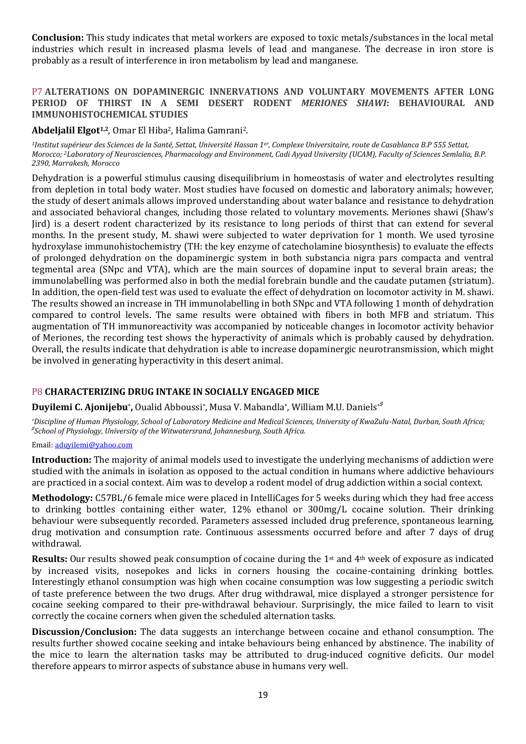**Conclusion:** This study indicates that metal workers are exposed to toxic metals/substances in the local metal industries which result in increased plasma levels of lead and manganese. The decrease in iron store is probably as a result of interference in iron metabolism by lead and manganese.

### P7 ALTERATIONS ON DOPAMINERGIC INNERVATIONS AND VOLUNTARY MOVEMENTS AFTER LONG PERIOD OF THIRST IN A SEMI DESERT RODENT *MERIONES SHAWI*: BEHAVIOURAL AND IMMUNOHISTOCHEMICAL STUDIES

**Abdeljalil Elgot**[1,2], Omar El Hiba[2], Halima Gamrani[2].

*[1]Institut supérieur des Sciences de la Santé, Settat, Université Hassan 1er, Complexe Universitaire, route de Casablanca B.P 555 Settat, Morocco; [2]Laboratory of Neurosciences, Pharmacology and Environment, Cadi Ayyad University (UCAM), Faculty of Sciences Semlalia, B.P. 2390, Marrakesh, Morocco*

Dehydration is a powerful stimulus causing disequilibrium in homeostasis of water and electrolytes resulting from depletion in total body water. Most studies have focused on domestic and laboratory animals; however, the study of desert animals allows improved understanding about water balance and resistance to dehydration and associated behavioral changes, including those related to voluntary movements. Meriones shawi (Shaw's Jird) is a desert rodent characterized by its resistance to long periods of thirst that can extend for several months. In the present study, M. shawi were subjected to water deprivation for 1 month. We used tyrosine hydroxylase immunohistochemistry (TH: the key enzyme of catecholamine biosynthesis) to evaluate the effects of prolonged dehydration on the dopaminergic system in both substancia nigra pars compacta and ventral tegmental area (SNpc and VTA), which are the main sources of dopamine input to several brain areas; the immunolabelling was performed also in both the medial forebrain bundle and the caudate putamen (striatum). In addition, the open-field test was used to evaluate the effect of dehydration on locomotor activity in M. shawi. The results showed an increase in TH immunolabelling in both SNpc and VTA following 1 month of dehydration compared to control levels. The same results were obtained with fibers in both MFB and striatum. This augmentation of TH immunoreactivity was accompanied by noticeable changes in locomotor activity behavior of Meriones, the recording test shows the hyperactivity of animals which is probably caused by dehydration. Overall, the results indicate that dehydration is able to increase dopaminergic neurotransmission, which might be involved in generating hyperactivity in this desert animal.

### P8 CHARACTERIZING DRUG INTAKE IN SOCIALLY ENGAGED MICE

**Duyilemi C. Ajonijebu**[*], Oualid Abboussi[*], Musa V. Mabandla[*], William M.U. Daniels[*#]

*[*]Discipline of Human Physiology, School of Laboratory Medicine and Medical Sciences, University of KwaZulu-Natal, Durban, South Africa; [#]School of Physiology, University of the Witwatersrand, Johannesburg, South Africa.*

Email: aduyilemi@yahoo.com

**Introduction:** The majority of animal models used to investigate the underlying mechanisms of addiction were studied with the animals in isolation as opposed to the actual condition in humans where addictive behaviours are practiced in a social context. Aim was to develop a rodent model of drug addiction within a social context.

**Methodology:** C57BL/6 female mice were placed in IntelliCages for 5 weeks during which they had free access to drinking bottles containing either water, 12% ethanol or 300mg/L cocaine solution. Their drinking behaviour were subsequently recorded. Parameters assessed included drug preference, spontaneous learning, drug motivation and consumption rate. Continuous assessments occurred before and after 7 days of drug withdrawal.

**Results:** Our results showed peak consumption of cocaine during the 1st and 4th week of exposure as indicated by increased visits, nosepokes and licks in corners housing the cocaine-containing drinking bottles. Interestingly ethanol consumption was high when cocaine consumption was low suggesting a periodic switch of taste preference between the two drugs. After drug withdrawal, mice displayed a stronger persistence for cocaine seeking compared to their pre-withdrawal behaviour. Surprisingly, the mice failed to learn to visit correctly the cocaine corners when given the scheduled alternation tasks.

**Discussion/Conclusion:** The data suggests an interchange between cocaine and ethanol consumption. The results further showed cocaine seeking and intake behaviours being enhanced by abstinence. The inability of the mice to learn the alternation tasks may be attributed to drug-induced cognitive deficits. Our model therefore appears to mirror aspects of substance abuse in humans very well.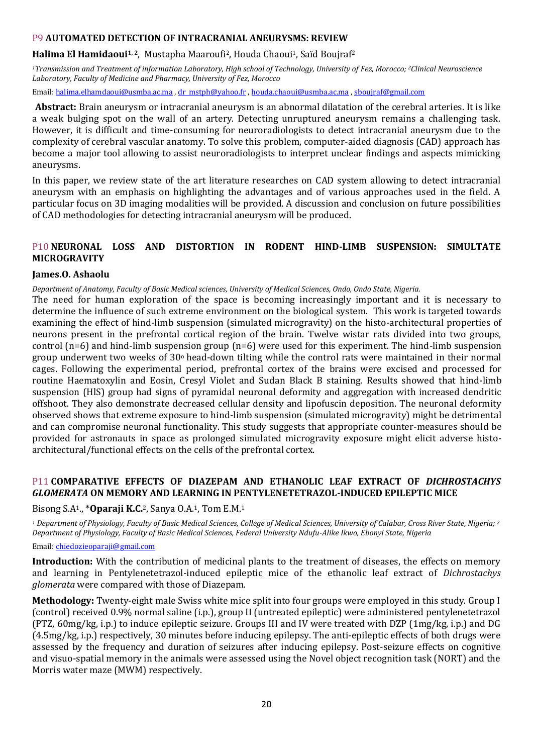### P9 **AUTOMATED DETECTION OF INTRACRANIAL ANEURYSMS: REVIEW**

**Halima El Hamidaoui[1, 2]**, Mustapha Maaroufi[2], Houda Chaoui[1], Saïd Boujraf[2]

*[1]Transmission and Treatment of information Laboratory, High school of Technology, University of Fez, Morocco; [2]Clinical Neuroscience Laboratory, Faculty of Medicine and Pharmacy, University of Fez, Morocco*

Email: halima.elhamdaoui@usmba.ac.ma , dr_mstph@yahoo.fr , houda.chaoui@usmba.ac.ma , sboujraf@gmail.com

**Abstract:** Brain aneurysm or intracranial aneurysm is an abnormal dilatation of the cerebral arteries. It is like a weak bulging spot on the wall of an artery. Detecting unruptured aneurysm remains a challenging task. However, it is difficult and time-consuming for neuroradiologists to detect intracranial aneurysm due to the complexity of cerebral vascular anatomy. To solve this problem, computer-aided diagnosis (CAD) approach has become a major tool allowing to assist neuroradiologists to interpret unclear findings and aspects mimicking aneurysms.

In this paper, we review state of the art literature researches on CAD system allowing to detect intracranial aneurysm with an emphasis on highlighting the advantages and of various approaches used in the field. A particular focus on 3D imaging modalities will be provided. A discussion and conclusion on future possibilities of CAD methodologies for detecting intracranial aneurysm will be produced.

### P10 **NEURONAL LOSS AND DISTORTION IN RODENT HIND-LIMB SUSPENSION: SIMULTATE MICROGRAVITY**

**James.O. Ashaolu**

*Department of Anatomy, Faculty of Basic Medical sciences, University of Medical Sciences, Ondo, Ondo State, Nigeria.*

The need for human exploration of the space is becoming increasingly important and it is necessary to determine the influence of such extreme environment on the biological system. This work is targeted towards examining the effect of hind-limb suspension (simulated microgravity) on the histo-architectural properties of neurons present in the prefrontal cortical region of the brain. Twelve wistar rats divided into two groups, control (n=6) and hind-limb suspension group (n=6) were used for this experiment. The hind-limb suspension group underwent two weeks of 30$^{o}$ head-down tilting while the control rats were maintained in their normal cages. Following the experimental period, prefrontal cortex of the brains were excised and processed for routine Haematoxylin and Eosin, Cresyl Violet and Sudan Black B staining. Results showed that hind-limb suspension (HlS) group had signs of pyramidal neuronal deformity and aggregation with increased dendritic offshoot. They also demonstrate decreased cellular density and lipofuscin deposition. The neuronal deformity observed shows that extreme exposure to hind-limb suspension (simulated microgravity) might be detrimental and can compromise neuronal functionality. This study suggests that appropriate counter-measures should be provided for astronauts in space as prolonged simulated microgravity exposure might elicit adverse histo-architectural/functional effects on the cells of the prefrontal cortex.

### P11 **COMPARATIVE EFFECTS OF DIAZEPAM AND ETHANOLIC LEAF EXTRACT OF *DICHROSTACHYS GLOMERATA* ON MEMORY AND LEARNING IN PENTYLENETETRAZOL-INDUCED EPILEPTIC MICE**

Bisong S.A[1]., \***Oparaji K.C.**[2], Sanya O.A.[1], Tom E.M.[1]

*[1] Department of Physiology, Faculty of Basic Medical Sciences, College of Medical Sciences, University of Calabar, Cross River State, Nigeria; [2] Department of Physiology, Faculty of Basic Medical Sciences, Federal University Ndufu-Alike Ikwo, Ebonyi State, Nigeria*

Email: chiedozieoparaji@gmail.com

**Introduction:** With the contribution of medicinal plants to the treatment of diseases, the effects on memory and learning in Pentylenetetrazol-induced epileptic mice of the ethanolic leaf extract of *Dichrostachys glomerata* were compared with those of Diazepam.

**Methodology:** Twenty-eight male Swiss white mice split into four groups were employed in this study. Group I (control) received 0.9% normal saline (i.p.), group II (untreated epileptic) were administered pentylenetetrazol (PTZ, 60mg/kg, i.p.) to induce epileptic seizure. Groups III and IV were treated with DZP (1mg/kg, i.p.) and DG (4.5mg/kg, i.p.) respectively, 30 minutes before inducing epilepsy. The anti-epileptic effects of both drugs were assessed by the frequency and duration of seizures after inducing epilepsy. Post-seizure effects on cognitive and visuo-spatial memory in the animals were assessed using the Novel object recognition task (NORT) and the Morris water maze (MWM) respectively.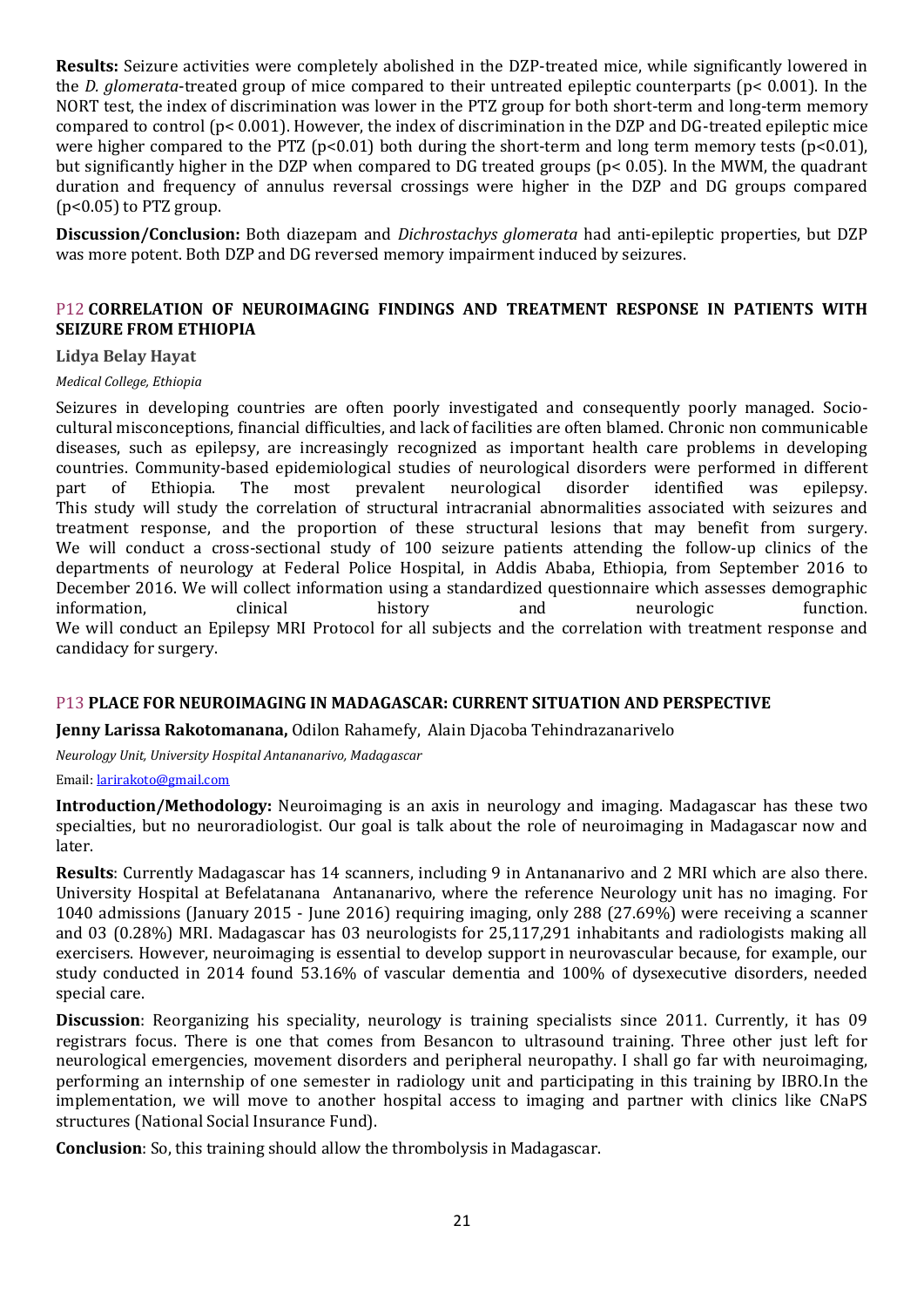**Results:** Seizure activities were completely abolished in the DZP-treated mice, while significantly lowered in the *D. glomerata*-treated group of mice compared to their untreated epileptic counterparts ($p < 0.001$). In the NORT test, the index of discrimination was lower in the PTZ group for both short-term and long-term memory compared to control ($p < 0.001$). However, the index of discrimination in the DZP and DG-treated epileptic mice were higher compared to the PTZ ($p<0.01$) both during the short-term and long term memory tests ($p<0.01$), but significantly higher in the DZP when compared to DG treated groups ($p < 0.05$). In the MWM, the quadrant duration and frequency of annulus reversal crossings were higher in the DZP and DG groups compared ($p<0.05$) to PTZ group.

**Discussion/Conclusion:** Both diazepam and *Dichrostachys glomerata* had anti-epileptic properties, but DZP was more potent. Both DZP and DG reversed memory impairment induced by seizures.

## P12 CORRELATION OF NEUROIMAGING FINDINGS AND TREATMENT RESPONSE IN PATIENTS WITH SEIZURE FROM ETHIOPIA

**Lidya Belay Hayat**

*Medical College, Ethiopia*

Seizures in developing countries are often poorly investigated and consequently poorly managed. Socio-cultural misconceptions, financial difficulties, and lack of facilities are often blamed. Chronic non communicable diseases, such as epilepsy, are increasingly recognized as important health care problems in developing countries. Community-based epidemiological studies of neurological disorders were performed in different part of Ethiopia. The most prevalent neurological disorder identified was epilepsy.
This study will study the correlation of structural intracranial abnormalities associated with seizures and treatment response, and the proportion of these structural lesions that may benefit from surgery.
We will conduct a cross-sectional study of 100 seizure patients attending the follow-up clinics of the departments of neurology at Federal Police Hospital, in Addis Ababa, Ethiopia, from September 2016 to December 2016. We will collect information using a standardized questionnaire which assesses demographic information, clinical history and neurologic function.
We will conduct an Epilepsy MRI Protocol for all subjects and the correlation with treatment response and candidacy for surgery.

## P13 PLACE FOR NEUROIMAGING IN MADAGASCAR: CURRENT SITUATION AND PERSPECTIVE

**Jenny Larissa Rakotomanana,** Odilon Rahamefy, Alain Djacoba Tehindrazanarivelo

*Neurology Unit, University Hospital Antananarivo, Madagascar*

Email: larirakoto@gmail.com

**Introduction/Methodology:** Neuroimaging is an axis in neurology and imaging. Madagascar has these two specialties, but no neuroradiologist. Our goal is talk about the role of neuroimaging in Madagascar now and later.

**Results**: Currently Madagascar has 14 scanners, including 9 in Antananarivo and 2 MRI which are also there. University Hospital at Befelatanana Antananarivo, where the reference Neurology unit has no imaging. For 1040 admissions (January 2015 - June 2016) requiring imaging, only 288 (27.69%) were receiving a scanner and 03 (0.28%) MRI. Madagascar has 03 neurologists for 25,117,291 inhabitants and radiologists making all exercisers. However, neuroimaging is essential to develop support in neurovascular because, for example, our study conducted in 2014 found 53.16% of vascular dementia and 100% of dysexecutive disorders, needed special care.

**Discussion**: Reorganizing his speciality, neurology is training specialists since 2011. Currently, it has 09 registrars focus. There is one that comes from Besancon to ultrasound training. Three other just left for neurological emergencies, movement disorders and peripheral neuropathy. I shall go far with neuroimaging, performing an internship of one semester in radiology unit and participating in this training by IBRO.In the implementation, we will move to another hospital access to imaging and partner with clinics like CNaPS structures (National Social Insurance Fund).

**Conclusion**: So, this training should allow the thrombolysis in Madagascar.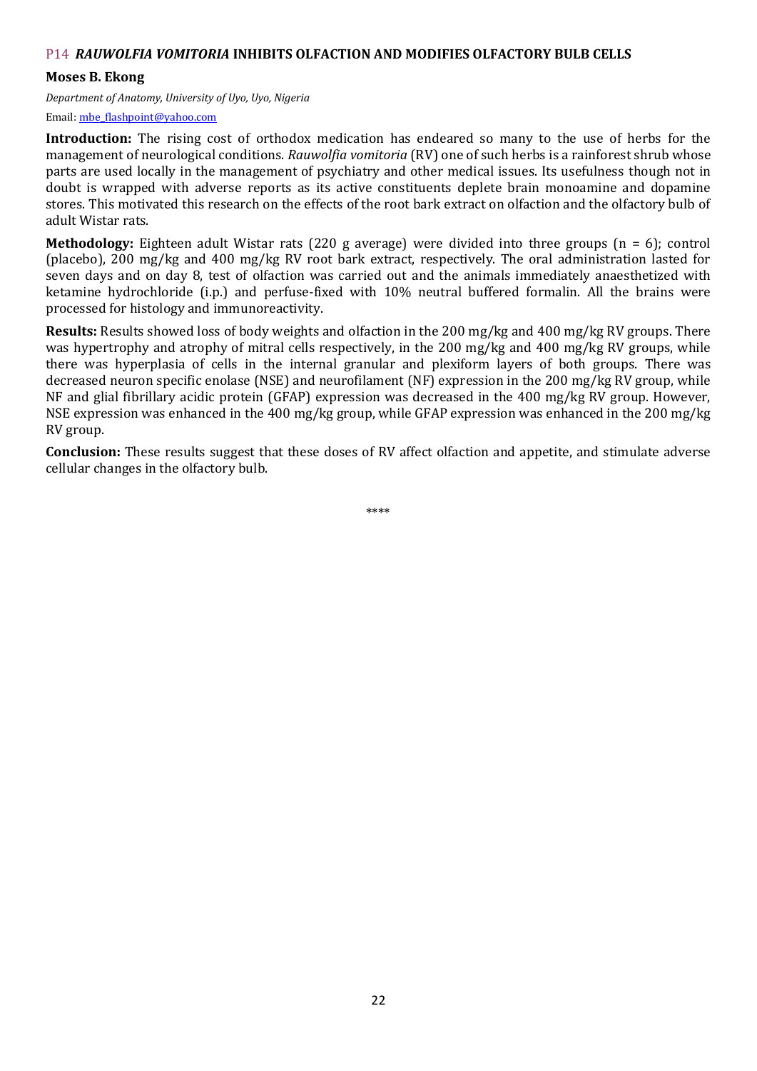## P14 *RAUWOLFIA VOMITORIA* INHIBITS OLFACTION AND MODIFIES OLFACTORY BULB CELLS

**Moses B. Ekong**

*Department of Anatomy, University of Uyo, Uyo, Nigeria*

Email: mbe_flashpoint@yahoo.com

**Introduction:** The rising cost of orthodox medication has endeared so many to the use of herbs for the management of neurological conditions. *Rauwolfia vomitoria* (RV) one of such herbs is a rainforest shrub whose parts are used locally in the management of psychiatry and other medical issues. Its usefulness though not in doubt is wrapped with adverse reports as its active constituents deplete brain monoamine and dopamine stores. This motivated this research on the effects of the root bark extract on olfaction and the olfactory bulb of adult Wistar rats.

**Methodology:** Eighteen adult Wistar rats (220 g average) were divided into three groups ($n = 6$); control (placebo), 200 mg/kg and 400 mg/kg RV root bark extract, respectively. The oral administration lasted for seven days and on day 8, test of olfaction was carried out and the animals immediately anaesthetized with ketamine hydrochloride (i.p.) and perfuse-fixed with 10% neutral buffered formalin. All the brains were processed for histology and immunoreactivity.

**Results:** Results showed loss of body weights and olfaction in the 200 mg/kg and 400 mg/kg RV groups. There was hypertrophy and atrophy of mitral cells respectively, in the 200 mg/kg and 400 mg/kg RV groups, while there was hyperplasia of cells in the internal granular and plexiform layers of both groups. There was decreased neuron specific enolase (NSE) and neurofilament (NF) expression in the 200 mg/kg RV group, while NF and glial fibrillary acidic protein (GFAP) expression was decreased in the 400 mg/kg RV group. However, NSE expression was enhanced in the 400 mg/kg group, while GFAP expression was enhanced in the 200 mg/kg RV group.

**Conclusion:** These results suggest that these doses of RV affect olfaction and appetite, and stimulate adverse cellular changes in the olfactory bulb.

****